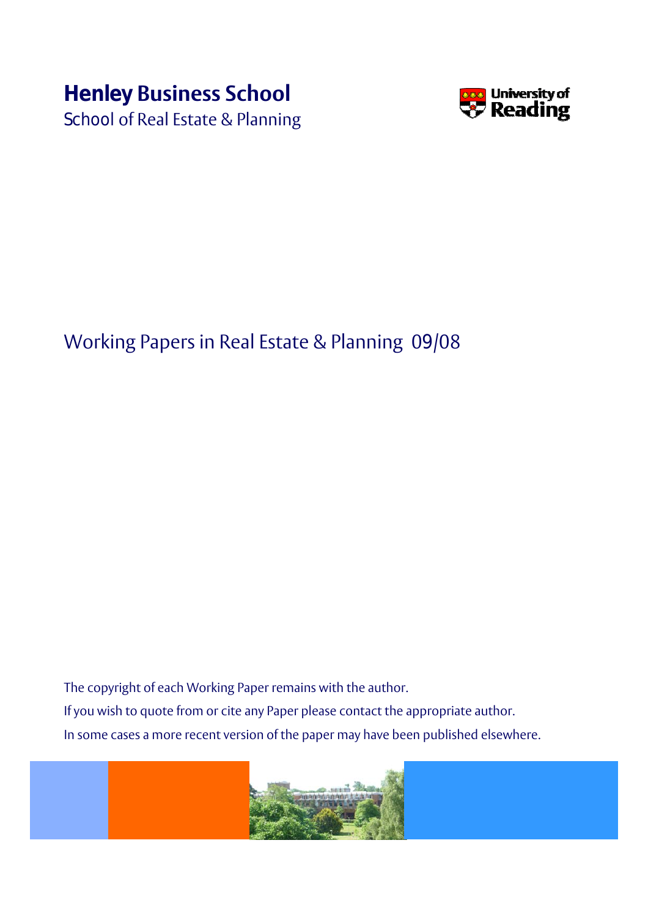# Henley Business School

School of Real Estate & Planning

University of Reading

## Working Papers in Real Estate & Planning 09/08

The copyright of each Working Paper remains with the author.

If you wish to quote from or cite any Paper please contact the appropriate author.

In some cases a more recent version of the paper may have been published elsewhere.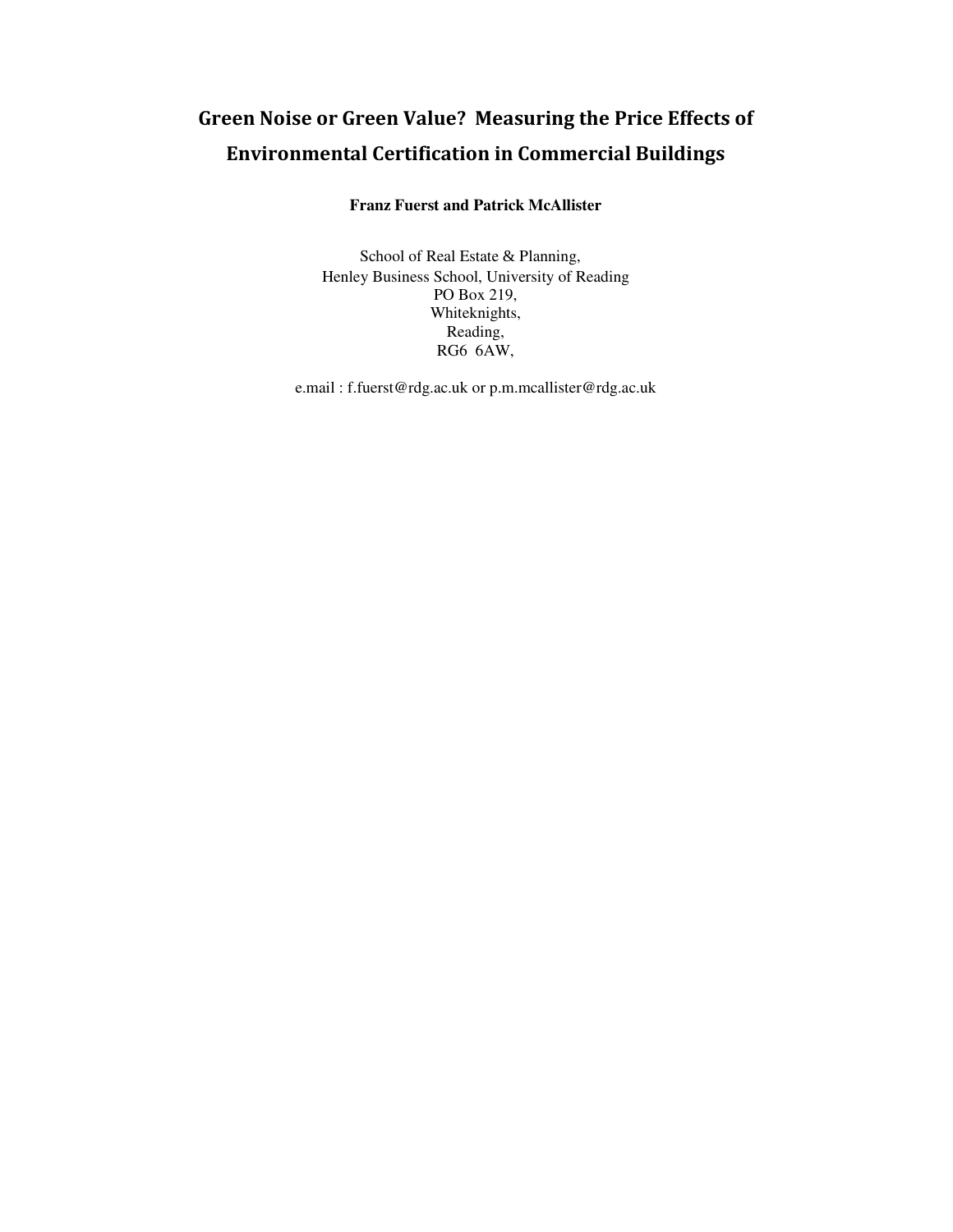# Green Noise or Green Value? Measuring the Price Effects of Environmental Certification in Commercial Buildings

**Franz Fuerst and Patrick McAllister**

School of Real Estate & Planning,
Henley Business School, University of Reading
PO Box 219,
Whiteknights,
Reading,
RG6 6AW,

e.mail : f.fuerst@rdg.ac.uk or p.m.mcallister@rdg.ac.uk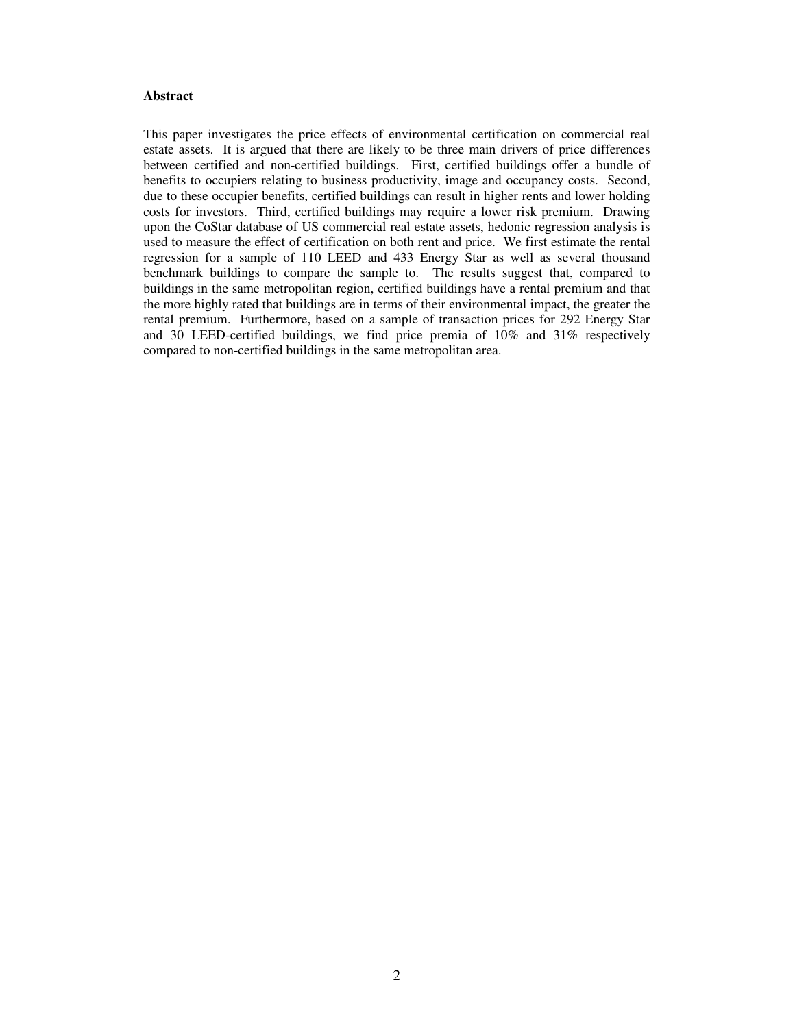**Abstract**

This paper investigates the price effects of environmental certification on commercial real estate assets. It is argued that there are likely to be three main drivers of price differences between certified and non-certified buildings. First, certified buildings offer a bundle of benefits to occupiers relating to business productivity, image and occupancy costs. Second, due to these occupier benefits, certified buildings can result in higher rents and lower holding costs for investors. Third, certified buildings may require a lower risk premium. Drawing upon the CoStar database of US commercial real estate assets, hedonic regression analysis is used to measure the effect of certification on both rent and price. We first estimate the rental regression for a sample of 110 LEED and 433 Energy Star as well as several thousand benchmark buildings to compare the sample to. The results suggest that, compared to buildings in the same metropolitan region, certified buildings have a rental premium and that the more highly rated that buildings are in terms of their environmental impact, the greater the rental premium. Furthermore, based on a sample of transaction prices for 292 Energy Star and 30 LEED-certified buildings, we find price premia of 10% and 31% respectively compared to non-certified buildings in the same metropolitan area.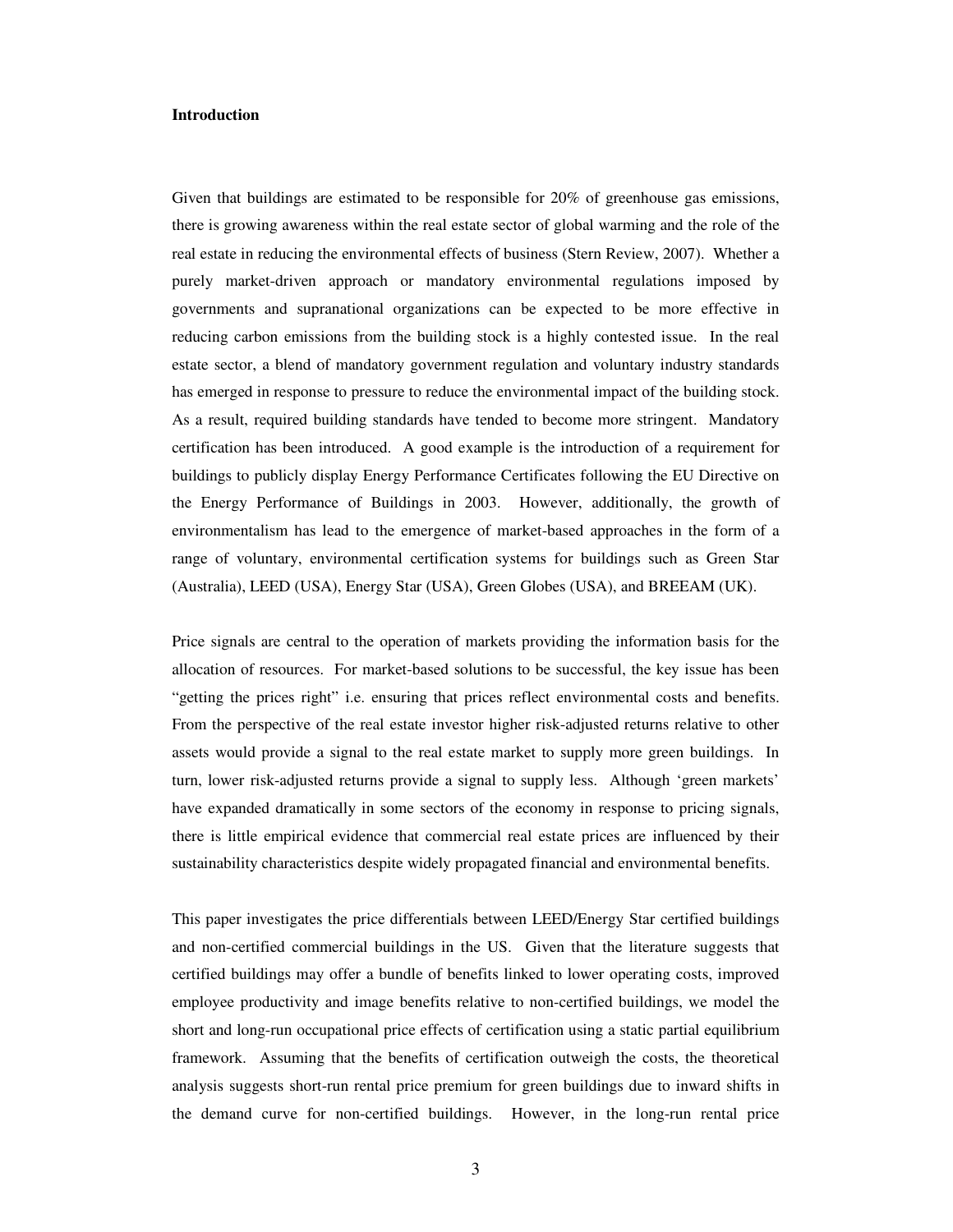**Introduction**

Given that buildings are estimated to be responsible for 20% of greenhouse gas emissions, there is growing awareness within the real estate sector of global warming and the role of the real estate in reducing the environmental effects of business (Stern Review, 2007). Whether a purely market-driven approach or mandatory environmental regulations imposed by governments and supranational organizations can be expected to be more effective in reducing carbon emissions from the building stock is a highly contested issue. In the real estate sector, a blend of mandatory government regulation and voluntary industry standards has emerged in response to pressure to reduce the environmental impact of the building stock. As a result, required building standards have tended to become more stringent. Mandatory certification has been introduced. A good example is the introduction of a requirement for buildings to publicly display Energy Performance Certificates following the EU Directive on the Energy Performance of Buildings in 2003. However, additionally, the growth of environmentalism has lead to the emergence of market-based approaches in the form of a range of voluntary, environmental certification systems for buildings such as Green Star (Australia), LEED (USA), Energy Star (USA), Green Globes (USA), and BREEAM (UK).

Price signals are central to the operation of markets providing the information basis for the allocation of resources. For market-based solutions to be successful, the key issue has been "getting the prices right" i.e. ensuring that prices reflect environmental costs and benefits. From the perspective of the real estate investor higher risk-adjusted returns relative to other assets would provide a signal to the real estate market to supply more green buildings. In turn, lower risk-adjusted returns provide a signal to supply less. Although 'green markets' have expanded dramatically in some sectors of the economy in response to pricing signals, there is little empirical evidence that commercial real estate prices are influenced by their sustainability characteristics despite widely propagated financial and environmental benefits.

This paper investigates the price differentials between LEED/Energy Star certified buildings and non-certified commercial buildings in the US. Given that the literature suggests that certified buildings may offer a bundle of benefits linked to lower operating costs, improved employee productivity and image benefits relative to non-certified buildings, we model the short and long-run occupational price effects of certification using a static partial equilibrium framework. Assuming that the benefits of certification outweigh the costs, the theoretical analysis suggests short-run rental price premium for green buildings due to inward shifts in the demand curve for non-certified buildings. However, in the long-run rental price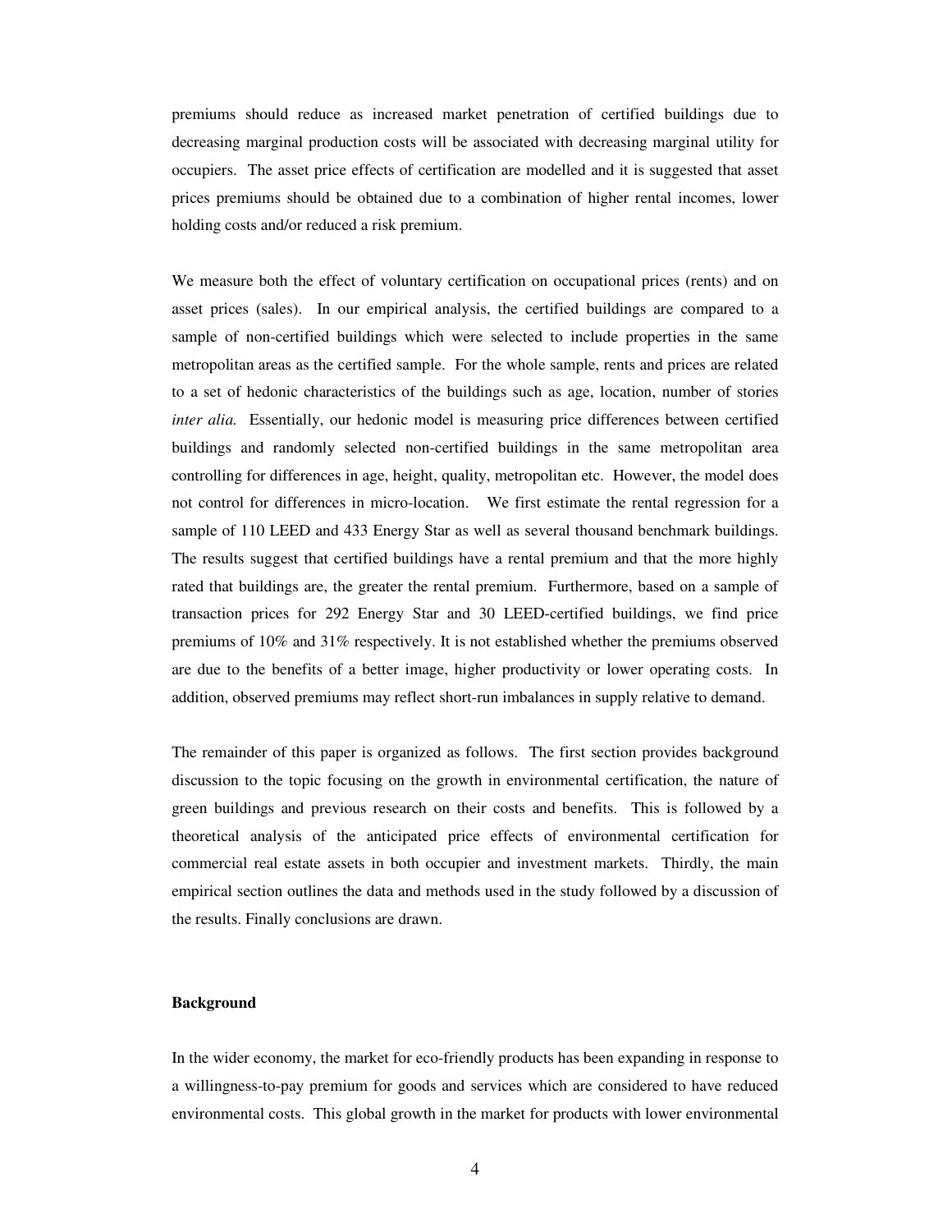premiums should reduce as increased market penetration of certified buildings due to decreasing marginal production costs will be associated with decreasing marginal utility for occupiers. The asset price effects of certification are modelled and it is suggested that asset prices premiums should be obtained due to a combination of higher rental incomes, lower holding costs and/or reduced a risk premium.

We measure both the effect of voluntary certification on occupational prices (rents) and on asset prices (sales). In our empirical analysis, the certified buildings are compared to a sample of non-certified buildings which were selected to include properties in the same metropolitan areas as the certified sample. For the whole sample, rents and prices are related to a set of hedonic characteristics of the buildings such as age, location, number of stories *inter alia.* Essentially, our hedonic model is measuring price differences between certified buildings and randomly selected non-certified buildings in the same metropolitan area controlling for differences in age, height, quality, metropolitan etc. However, the model does not control for differences in micro-location. We first estimate the rental regression for a sample of 110 LEED and 433 Energy Star as well as several thousand benchmark buildings. The results suggest that certified buildings have a rental premium and that the more highly rated that buildings are, the greater the rental premium. Furthermore, based on a sample of transaction prices for 292 Energy Star and 30 LEED-certified buildings, we find price premiums of 10% and 31% respectively. It is not established whether the premiums observed are due to the benefits of a better image, higher productivity or lower operating costs. In addition, observed premiums may reflect short-run imbalances in supply relative to demand.

The remainder of this paper is organized as follows. The first section provides background discussion to the topic focusing on the growth in environmental certification, the nature of green buildings and previous research on their costs and benefits. This is followed by a theoretical analysis of the anticipated price effects of environmental certification for commercial real estate assets in both occupier and investment markets. Thirdly, the main empirical section outlines the data and methods used in the study followed by a discussion of the results. Finally conclusions are drawn.

## Background

In the wider economy, the market for eco-friendly products has been expanding in response to a willingness-to-pay premium for goods and services which are considered to have reduced environmental costs. This global growth in the market for products with lower environmental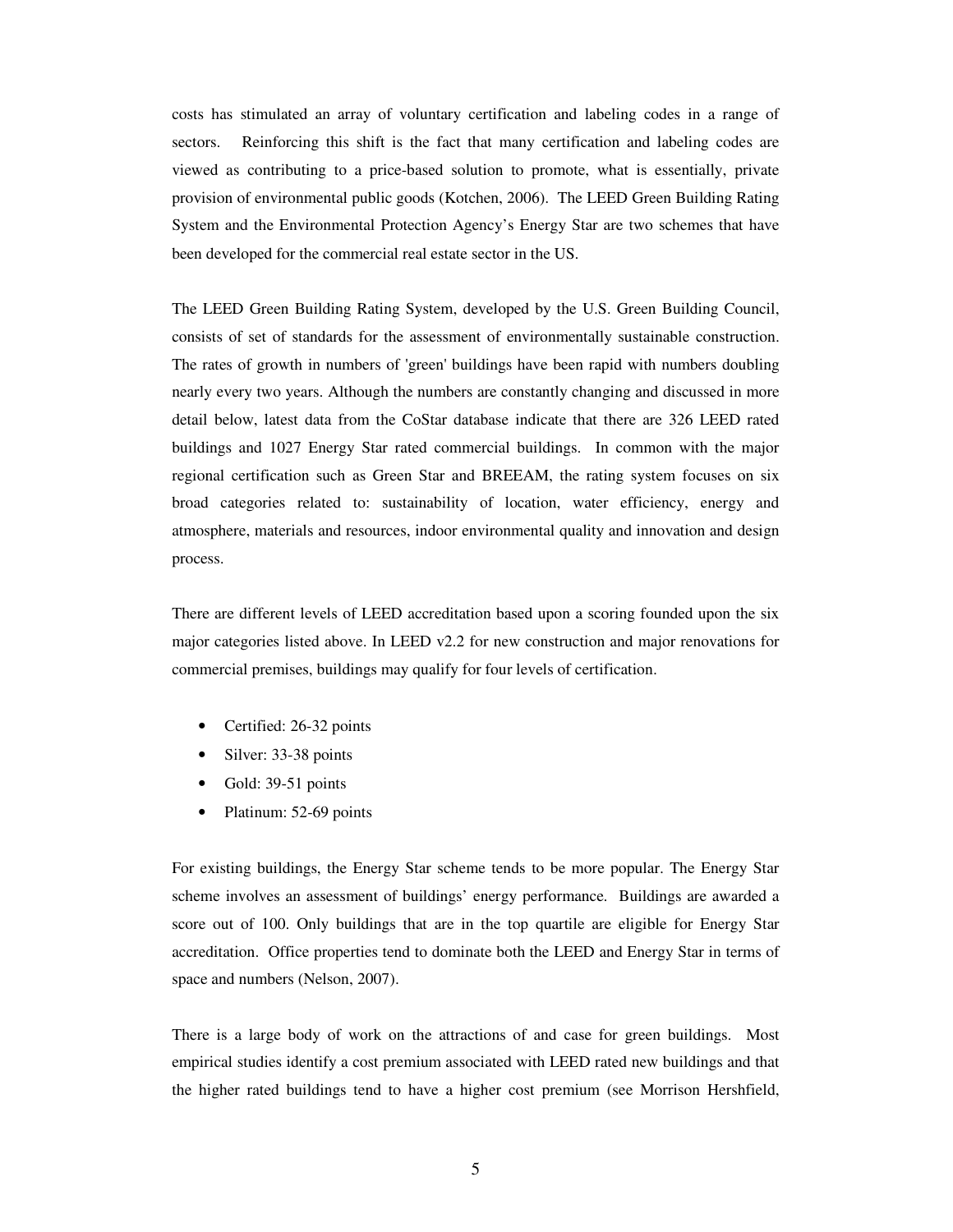costs has stimulated an array of voluntary certification and labeling codes in a range of sectors. Reinforcing this shift is the fact that many certification and labeling codes are viewed as contributing to a price-based solution to promote, what is essentially, private provision of environmental public goods (Kotchen, 2006). The LEED Green Building Rating System and the Environmental Protection Agency's Energy Star are two schemes that have been developed for the commercial real estate sector in the US.

The LEED Green Building Rating System, developed by the U.S. Green Building Council, consists of set of standards for the assessment of environmentally sustainable construction. The rates of growth in numbers of 'green' buildings have been rapid with numbers doubling nearly every two years. Although the numbers are constantly changing and discussed in more detail below, latest data from the CoStar database indicate that there are 326 LEED rated buildings and 1027 Energy Star rated commercial buildings. In common with the major regional certification such as Green Star and BREEAM, the rating system focuses on six broad categories related to: sustainability of location, water efficiency, energy and atmosphere, materials and resources, indoor environmental quality and innovation and design process.

There are different levels of LEED accreditation based upon a scoring founded upon the six major categories listed above. In LEED v2.2 for new construction and major renovations for commercial premises, buildings may qualify for four levels of certification.

- Certified: 26-32 points
- Silver: 33-38 points
- Gold: 39-51 points
- Platinum: 52-69 points

For existing buildings, the Energy Star scheme tends to be more popular. The Energy Star scheme involves an assessment of buildings' energy performance. Buildings are awarded a score out of 100. Only buildings that are in the top quartile are eligible for Energy Star accreditation. Office properties tend to dominate both the LEED and Energy Star in terms of space and numbers (Nelson, 2007).

There is a large body of work on the attractions of and case for green buildings. Most empirical studies identify a cost premium associated with LEED rated new buildings and that the higher rated buildings tend to have a higher cost premium (see Morrison Hershfield,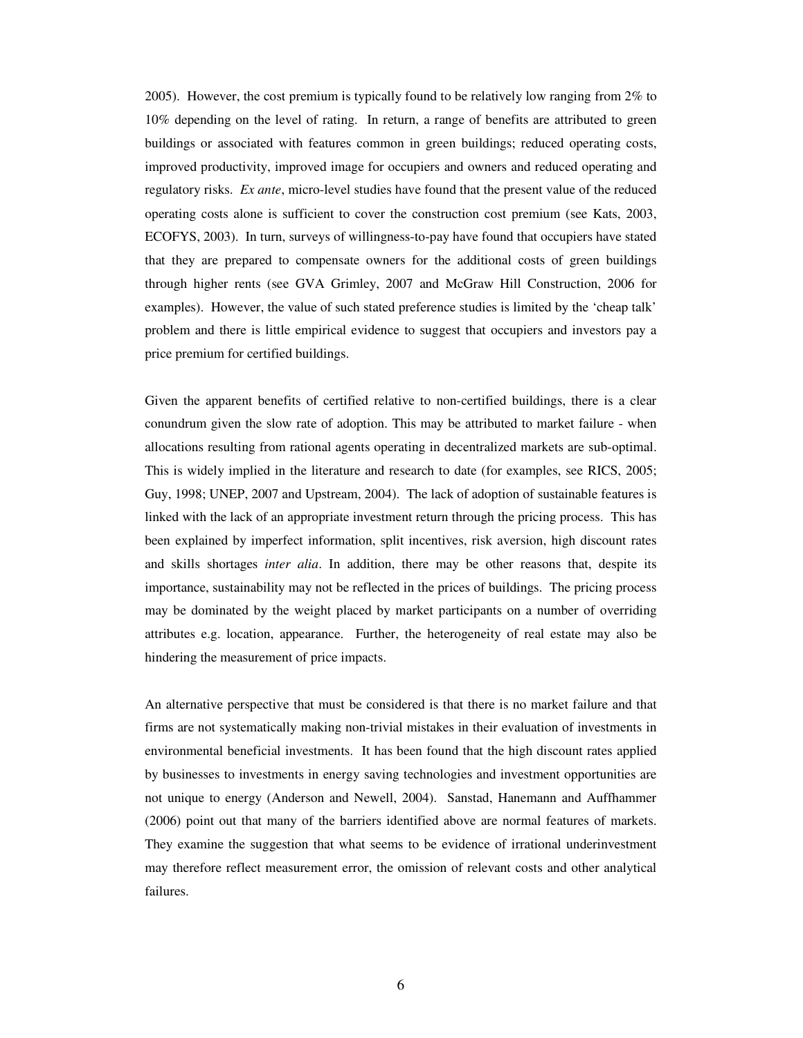2005). However, the cost premium is typically found to be relatively low ranging from 2% to 10% depending on the level of rating. In return, a range of benefits are attributed to green buildings or associated with features common in green buildings; reduced operating costs, improved productivity, improved image for occupiers and owners and reduced operating and regulatory risks. *Ex ante*, micro-level studies have found that the present value of the reduced operating costs alone is sufficient to cover the construction cost premium (see Kats, 2003, ECOFYS, 2003). In turn, surveys of willingness-to-pay have found that occupiers have stated that they are prepared to compensate owners for the additional costs of green buildings through higher rents (see GVA Grimley, 2007 and McGraw Hill Construction, 2006 for examples). However, the value of such stated preference studies is limited by the 'cheap talk' problem and there is little empirical evidence to suggest that occupiers and investors pay a price premium for certified buildings.

Given the apparent benefits of certified relative to non-certified buildings, there is a clear conundrum given the slow rate of adoption. This may be attributed to market failure - when allocations resulting from rational agents operating in decentralized markets are sub-optimal. This is widely implied in the literature and research to date (for examples, see RICS, 2005; Guy, 1998; UNEP, 2007 and Upstream, 2004). The lack of adoption of sustainable features is linked with the lack of an appropriate investment return through the pricing process. This has been explained by imperfect information, split incentives, risk aversion, high discount rates and skills shortages *inter alia*. In addition, there may be other reasons that, despite its importance, sustainability may not be reflected in the prices of buildings. The pricing process may be dominated by the weight placed by market participants on a number of overriding attributes e.g. location, appearance. Further, the heterogeneity of real estate may also be hindering the measurement of price impacts.

An alternative perspective that must be considered is that there is no market failure and that firms are not systematically making non-trivial mistakes in their evaluation of investments in environmental beneficial investments. It has been found that the high discount rates applied by businesses to investments in energy saving technologies and investment opportunities are not unique to energy (Anderson and Newell, 2004). Sanstad, Hanemann and Auffhammer (2006) point out that many of the barriers identified above are normal features of markets. They examine the suggestion that what seems to be evidence of irrational underinvestment may therefore reflect measurement error, the omission of relevant costs and other analytical failures.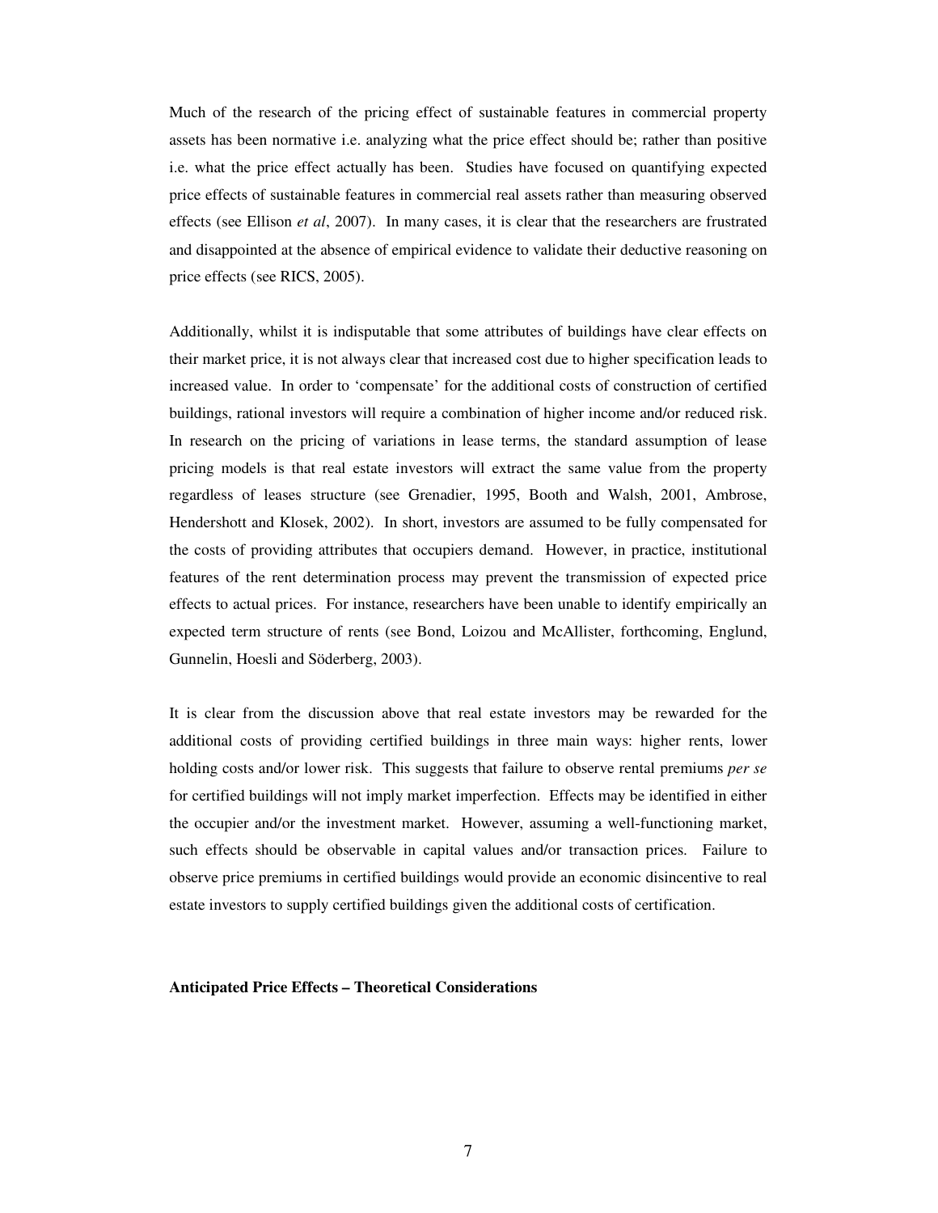Much of the research of the pricing effect of sustainable features in commercial property assets has been normative i.e. analyzing what the price effect should be; rather than positive i.e. what the price effect actually has been. Studies have focused on quantifying expected price effects of sustainable features in commercial real assets rather than measuring observed effects (see Ellison *et al*, 2007). In many cases, it is clear that the researchers are frustrated and disappointed at the absence of empirical evidence to validate their deductive reasoning on price effects (see RICS, 2005).

Additionally, whilst it is indisputable that some attributes of buildings have clear effects on their market price, it is not always clear that increased cost due to higher specification leads to increased value. In order to 'compensate' for the additional costs of construction of certified buildings, rational investors will require a combination of higher income and/or reduced risk. In research on the pricing of variations in lease terms, the standard assumption of lease pricing models is that real estate investors will extract the same value from the property regardless of leases structure (see Grenadier, 1995, Booth and Walsh, 2001, Ambrose, Hendershott and Klosek, 2002). In short, investors are assumed to be fully compensated for the costs of providing attributes that occupiers demand. However, in practice, institutional features of the rent determination process may prevent the transmission of expected price effects to actual prices. For instance, researchers have been unable to identify empirically an expected term structure of rents (see Bond, Loizou and McAllister, forthcoming, Englund, Gunnelin, Hoesli and Söderberg, 2003).

It is clear from the discussion above that real estate investors may be rewarded for the additional costs of providing certified buildings in three main ways: higher rents, lower holding costs and/or lower risk. This suggests that failure to observe rental premiums *per se* for certified buildings will not imply market imperfection. Effects may be identified in either the occupier and/or the investment market. However, assuming a well-functioning market, such effects should be observable in capital values and/or transaction prices. Failure to observe price premiums in certified buildings would provide an economic disincentive to real estate investors to supply certified buildings given the additional costs of certification.

**Anticipated Price Effects – Theoretical Considerations**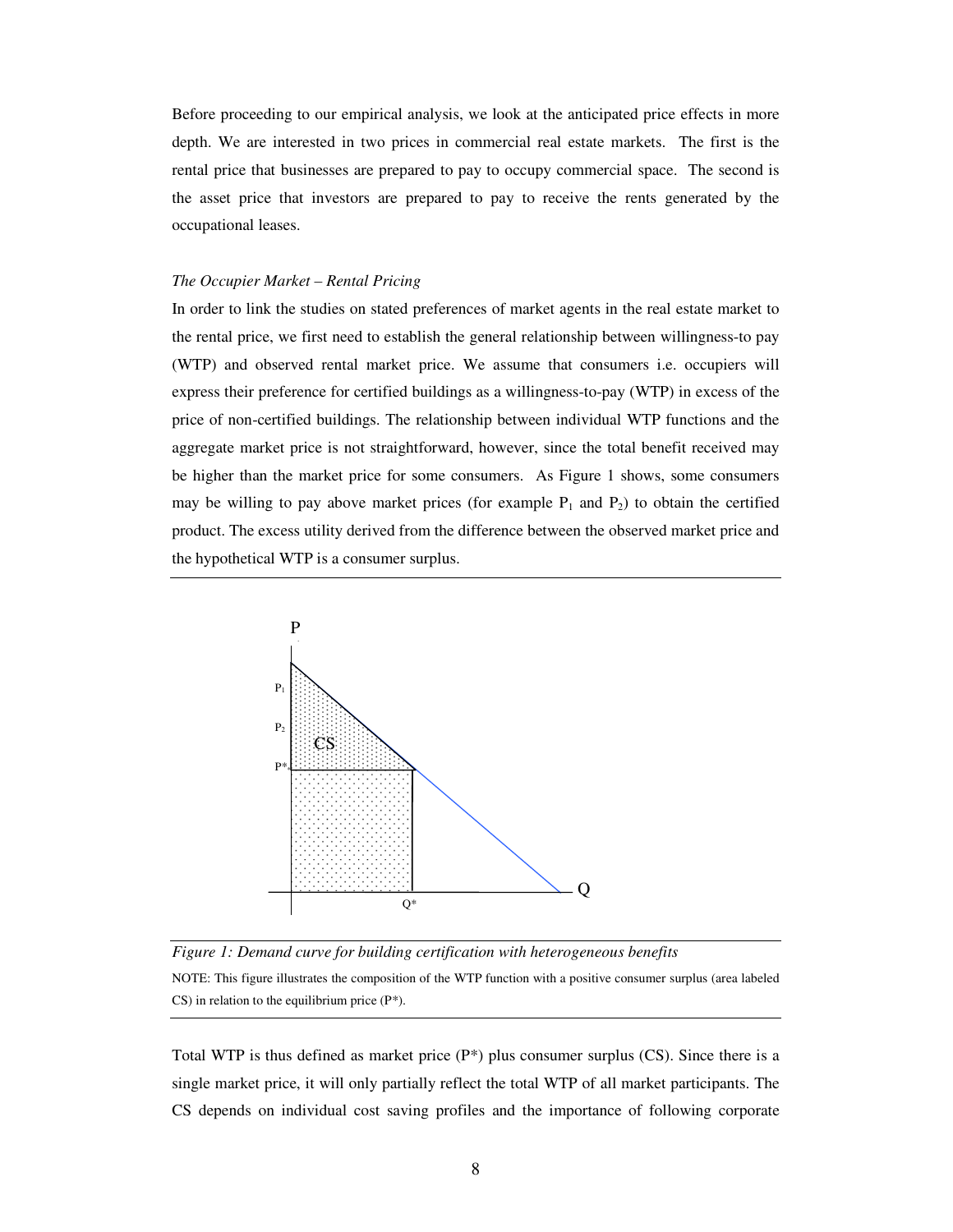Before proceeding to our empirical analysis, we look at the anticipated price effects in more depth. We are interested in two prices in commercial real estate markets. The first is the rental price that businesses are prepared to pay to occupy commercial space. The second is the asset price that investors are prepared to pay to receive the rents generated by the occupational leases.

*The Occupier Market – Rental Pricing*

In order to link the studies on stated preferences of market agents in the real estate market to the rental price, we first need to establish the general relationship between willingness-to pay (WTP) and observed rental market price. We assume that consumers i.e. occupiers will express their preference for certified buildings as a willingness-to-pay (WTP) in excess of the price of non-certified buildings. The relationship between individual WTP functions and the aggregate market price is not straightforward, however, since the total benefit received may be higher than the market price for some consumers. As Figure 1 shows, some consumers may be willing to pay above market prices (for example $P_1$ and $P_2$) to obtain the certified product. The excess utility derived from the difference between the observed market price and the hypothetical WTP is a consumer surplus.

*Figure 1: Demand curve for building certification with heterogeneous benefits*

NOTE: This figure illustrates the composition of the WTP function with a positive consumer surplus (area labeled CS) in relation to the equilibrium price (P*).

Total WTP is thus defined as market price (P*) plus consumer surplus (CS). Since there is a single market price, it will only partially reflect the total WTP of all market participants. The CS depends on individual cost saving profiles and the importance of following corporate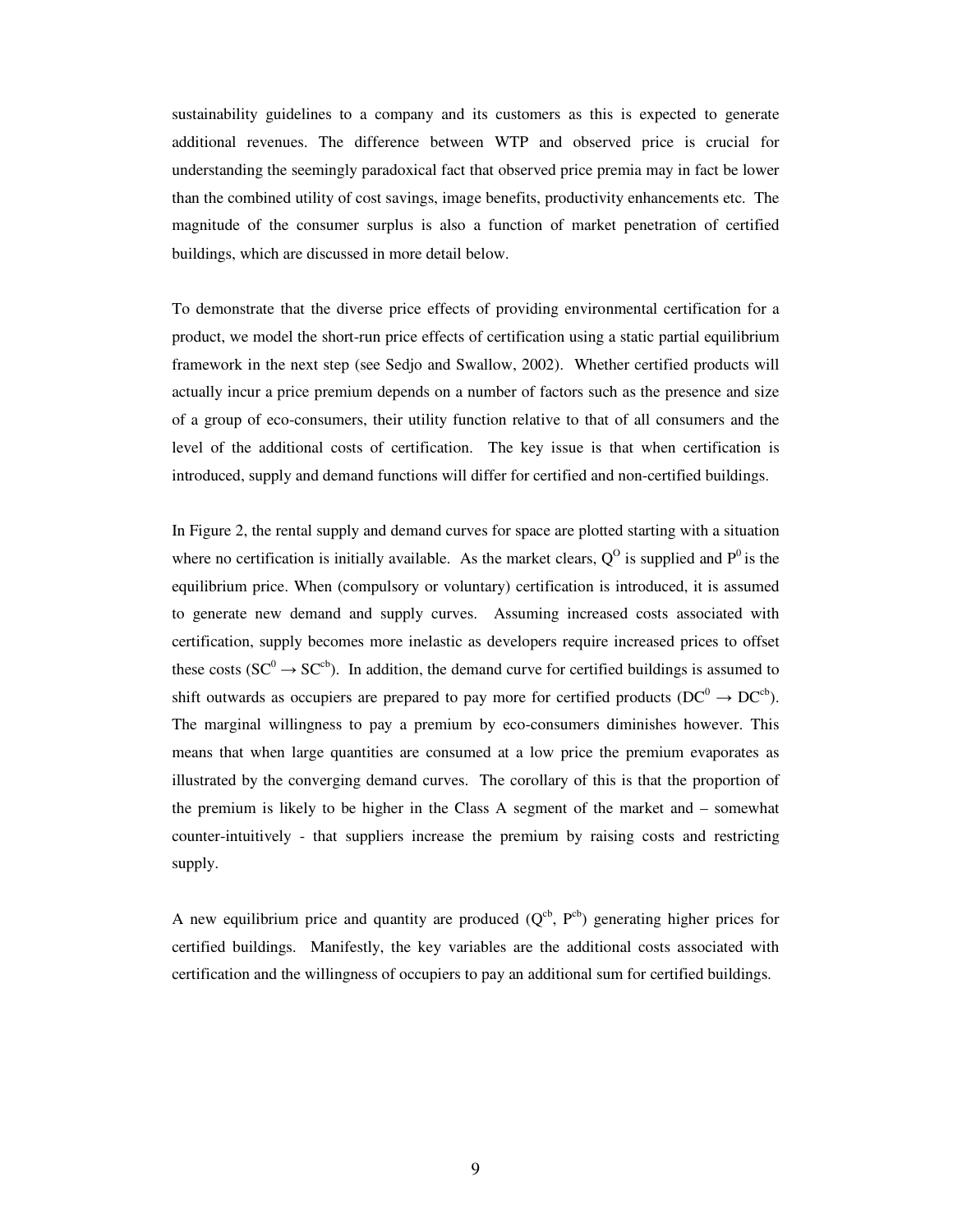sustainability guidelines to a company and its customers as this is expected to generate additional revenues. The difference between WTP and observed price is crucial for understanding the seemingly paradoxical fact that observed price premia may in fact be lower than the combined utility of cost savings, image benefits, productivity enhancements etc. The magnitude of the consumer surplus is also a function of market penetration of certified buildings, which are discussed in more detail below.

To demonstrate that the diverse price effects of providing environmental certification for a product, we model the short-run price effects of certification using a static partial equilibrium framework in the next step (see Sedjo and Swallow, 2002). Whether certified products will actually incur a price premium depends on a number of factors such as the presence and size of a group of eco-consumers, their utility function relative to that of all consumers and the level of the additional costs of certification. The key issue is that when certification is introduced, supply and demand functions will differ for certified and non-certified buildings.

In Figure 2, the rental supply and demand curves for space are plotted starting with a situation where no certification is initially available. As the market clears, $Q^O$ is supplied and $P^0$ is the equilibrium price. When (compulsory or voluntary) certification is introduced, it is assumed to generate new demand and supply curves. Assuming increased costs associated with certification, supply becomes more inelastic as developers require increased prices to offset these costs ($SC^0 \rightarrow SC^{cb}$). In addition, the demand curve for certified buildings is assumed to shift outwards as occupiers are prepared to pay more for certified products ($DC^0 \rightarrow DC^{cb}$). The marginal willingness to pay a premium by eco-consumers diminishes however. This means that when large quantities are consumed at a low price the premium evaporates as illustrated by the converging demand curves. The corollary of this is that the proportion of the premium is likely to be higher in the Class A segment of the market and – somewhat counter-intuitively - that suppliers increase the premium by raising costs and restricting supply.

A new equilibrium price and quantity are produced ($Q^{cb}$, $P^{cb}$) generating higher prices for certified buildings. Manifestly, the key variables are the additional costs associated with certification and the willingness of occupiers to pay an additional sum for certified buildings.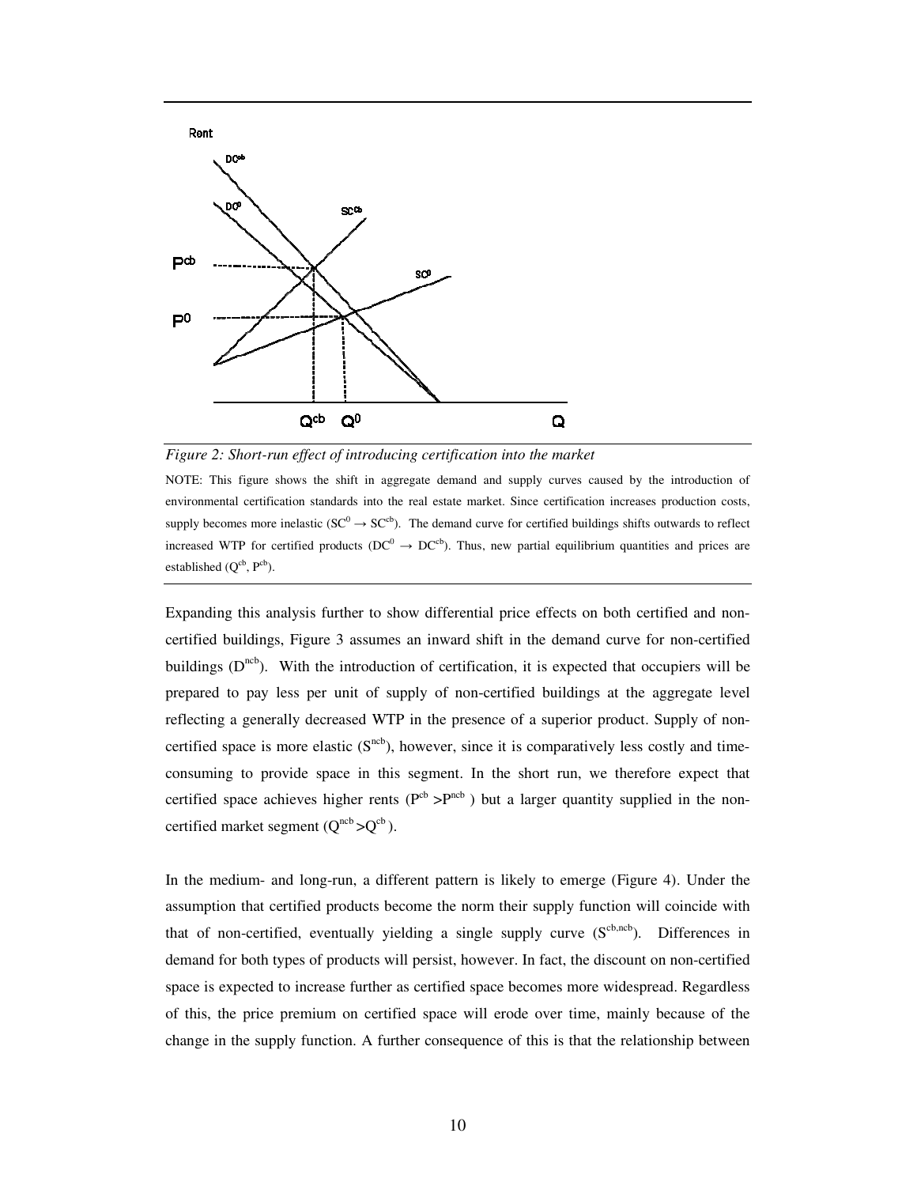*Figure 2: Short-run effect of introducing certification into the market*

NOTE: This figure shows the shift in aggregate demand and supply curves caused by the introduction of environmental certification standards into the real estate market. Since certification increases production costs, supply becomes more inelastic ($SC^0 \rightarrow SC^{cb}$). The demand curve for certified buildings shifts outwards to reflect increased WTP for certified products ($DC^0 \rightarrow DC^{cb}$). Thus, new partial equilibrium quantities and prices are established ($Q^{cb}$, $P^{cb}$).

Expanding this analysis further to show differential price effects on both certified and non-certified buildings, Figure 3 assumes an inward shift in the demand curve for non-certified buildings ($D^{ncb}$). With the introduction of certification, it is expected that occupiers will be prepared to pay less per unit of supply of non-certified buildings at the aggregate level reflecting a generally decreased WTP in the presence of a superior product. Supply of non-certified space is more elastic ($S^{ncb}$), however, since it is comparatively less costly and time-consuming to provide space in this segment. In the short run, we therefore expect that certified space achieves higher rents ($P^{cb} > P^{ncb}$) but a larger quantity supplied in the non-certified market segment ($Q^{ncb} > Q^{cb}$).

In the medium- and long-run, a different pattern is likely to emerge (Figure 4). Under the assumption that certified products become the norm their supply function will coincide with that of non-certified, eventually yielding a single supply curve ($S^{cb,ncb}$). Differences in demand for both types of products will persist, however. In fact, the discount on non-certified space is expected to increase further as certified space becomes more widespread. Regardless of this, the price premium on certified space will erode over time, mainly because of the change in the supply function. A further consequence of this is that the relationship between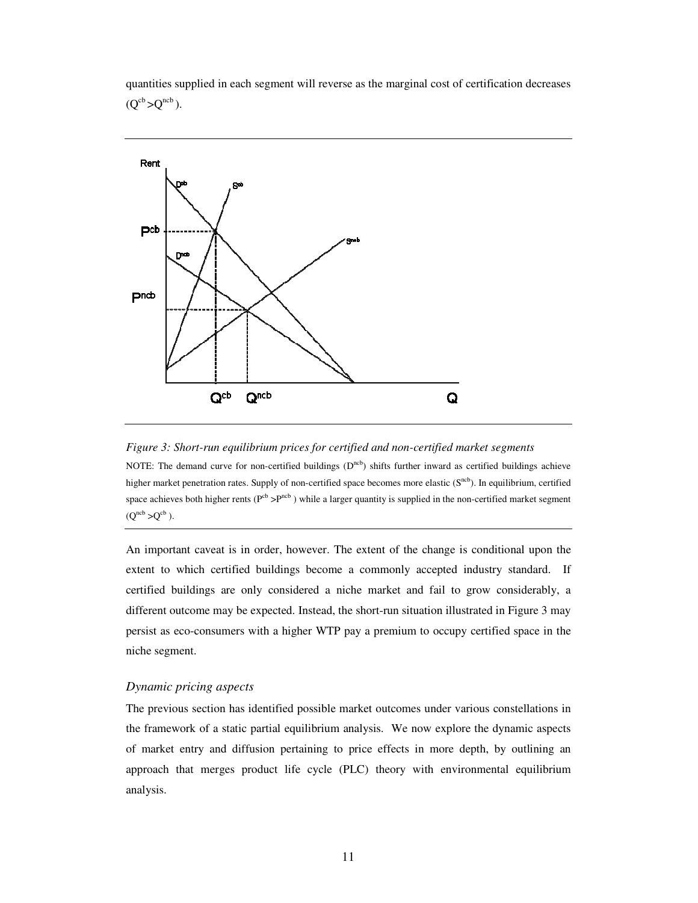quantities supplied in each segment will reverse as the marginal cost of certification decreases ($Q^{cb} > Q^{ncb}$).

*Figure 3: Short-run equilibrium prices for certified and non-certified market segments*

NOTE: The demand curve for non-certified buildings ($D^{ncb}$) shifts further inward as certified buildings achieve higher market penetration rates. Supply of non-certified space becomes more elastic ($S^{ncb}$). In equilibrium, certified space achieves both higher rents ($P^{cb} > P^{ncb}$) while a larger quantity is supplied in the non-certified market segment ($Q^{ncb} > Q^{cb}$).

An important caveat is in order, however. The extent of the change is conditional upon the extent to which certified buildings become a commonly accepted industry standard. If certified buildings are only considered a niche market and fail to grow considerably, a different outcome may be expected. Instead, the short-run situation illustrated in Figure 3 may persist as eco-consumers with a higher WTP pay a premium to occupy certified space in the niche segment.

### *Dynamic pricing aspects*

The previous section has identified possible market outcomes under various constellations in the framework of a static partial equilibrium analysis. We now explore the dynamic aspects of market entry and diffusion pertaining to price effects in more depth, by outlining an approach that merges product life cycle (PLC) theory with environmental equilibrium analysis.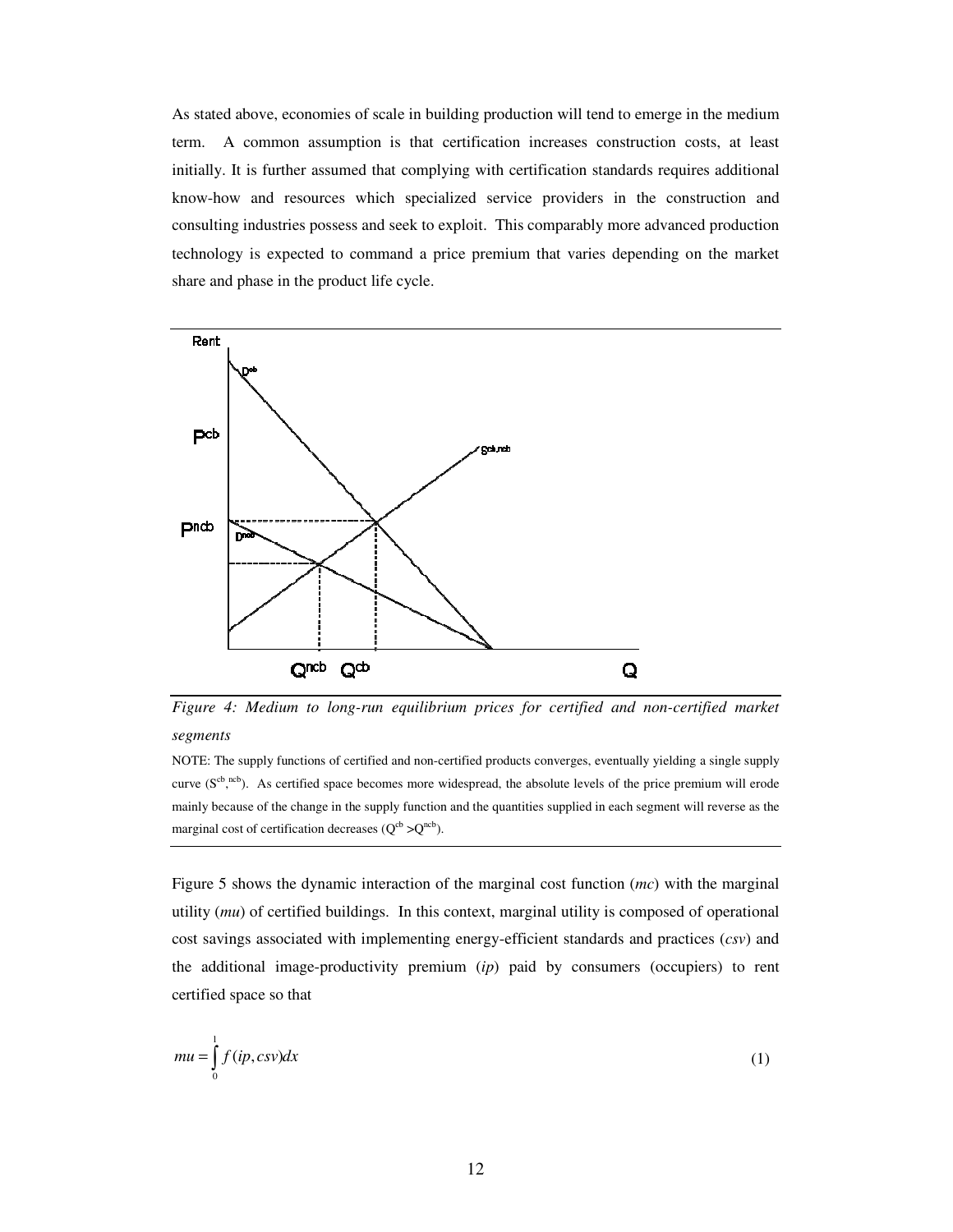As stated above, economies of scale in building production will tend to emerge in the medium term. A common assumption is that certification increases construction costs, at least initially. It is further assumed that complying with certification standards requires additional know-how and resources which specialized service providers in the construction and consulting industries possess and seek to exploit. This comparably more advanced production technology is expected to command a price premium that varies depending on the market share and phase in the product life cycle.

*Figure 4: Medium to long-run equilibrium prices for certified and non-certified market segments*

NOTE: The supply functions of certified and non-certified products converges, eventually yielding a single supply curve ($S^{cb,ncb}$). As certified space becomes more widespread, the absolute levels of the price premium will erode mainly because of the change in the supply function and the quantities supplied in each segment will reverse as the marginal cost of certification decreases ($Q^{cb} > Q^{ncb}$).

Figure 5 shows the dynamic interaction of the marginal cost function (*mc*) with the marginal utility (*mu*) of certified buildings. In this context, marginal utility is composed of operational cost savings associated with implementing energy-efficient standards and practices (*csv*) and the additional image-productivity premium (*ip*) paid by consumers (occupiers) to rent certified space so that

$$mu = \int_0^1 f(ip, csv)dx \tag{1}$$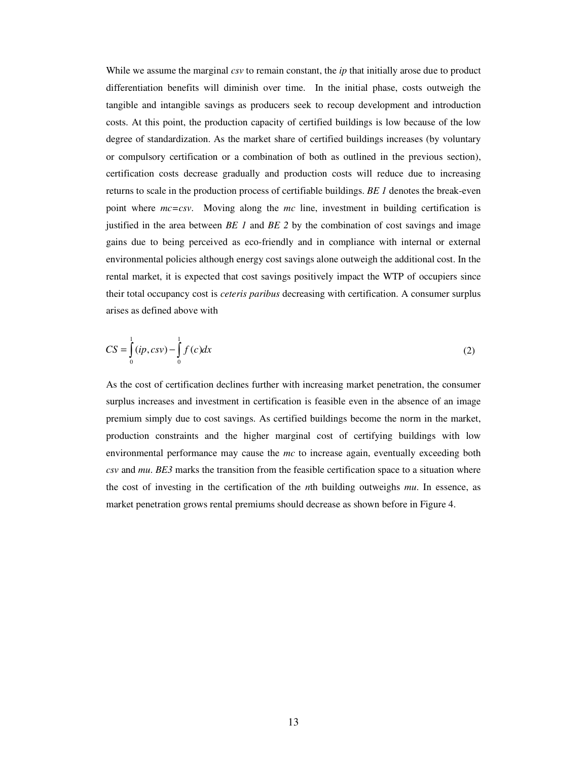While we assume the marginal *csv* to remain constant, the *ip* that initially arose due to product differentiation benefits will diminish over time. In the initial phase, costs outweigh the tangible and intangible savings as producers seek to recoup development and introduction costs. At this point, the production capacity of certified buildings is low because of the low degree of standardization. As the market share of certified buildings increases (by voluntary or compulsory certification or a combination of both as outlined in the previous section), certification costs decrease gradually and production costs will reduce due to increasing returns to scale in the production process of certifiable buildings. *BE 1* denotes the break-even point where *mc=csv*. Moving along the *mc* line, investment in building certification is justified in the area between *BE 1* and *BE 2* by the combination of cost savings and image gains due to being perceived as eco-friendly and in compliance with internal or external environmental policies although energy cost savings alone outweigh the additional cost. In the rental market, it is expected that cost savings positively impact the WTP of occupiers since their total occupancy cost is *ceteris paribus* decreasing with certification. A consumer surplus arises as defined above with

$$CS = \int_0^1 (ip, csv) - \int_0^1 f(c)dx \tag{2}$$

As the cost of certification declines further with increasing market penetration, the consumer surplus increases and investment in certification is feasible even in the absence of an image premium simply due to cost savings. As certified buildings become the norm in the market, production constraints and the higher marginal cost of certifying buildings with low environmental performance may cause the *mc* to increase again, eventually exceeding both *csv* and *mu*. *BE3* marks the transition from the feasible certification space to a situation where the cost of investing in the certification of the *n*th building outweighs *mu*. In essence, as market penetration grows rental premiums should decrease as shown before in Figure 4.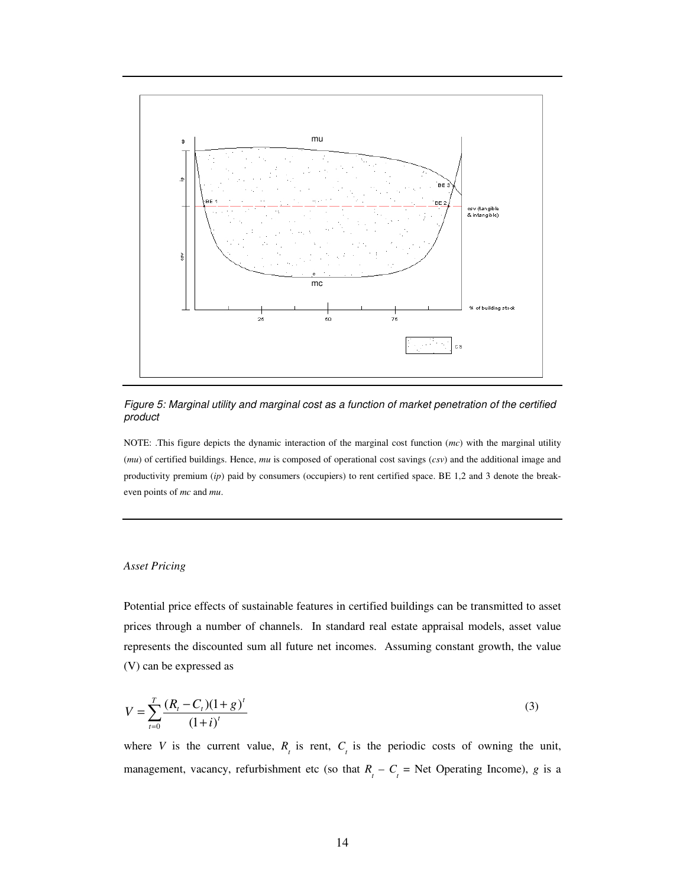Figure 5: *Marginal utility and marginal cost as a function of market penetration of the certified product*

NOTE: .This figure depicts the dynamic interaction of the marginal cost function (*mc*) with the marginal utility (*mu*) of certified buildings. Hence, *mu* is composed of operational cost savings (*csv*) and the additional image and productivity premium (*ip*) paid by consumers (occupiers) to rent certified space. BE 1,2 and 3 denote the break-even points of *mc* and *mu*.

*Asset Pricing*

Potential price effects of sustainable features in certified buildings can be transmitted to asset prices through a number of channels. In standard real estate appraisal models, asset value represents the discounted sum all future net incomes. Assuming constant growth, the value (V) can be expressed as

$$V = \sum_{t=0}^{T} \frac{(R_t - C_t)(1+g)^t}{(1+i)^t} \tag{3}$$

where $V$ is the current value, $R_t$ is rent, $C_t$ is the periodic costs of owning the unit, management, vacancy, refurbishment etc (so that $R_t - C_t$ = Net Operating Income), $g$ is a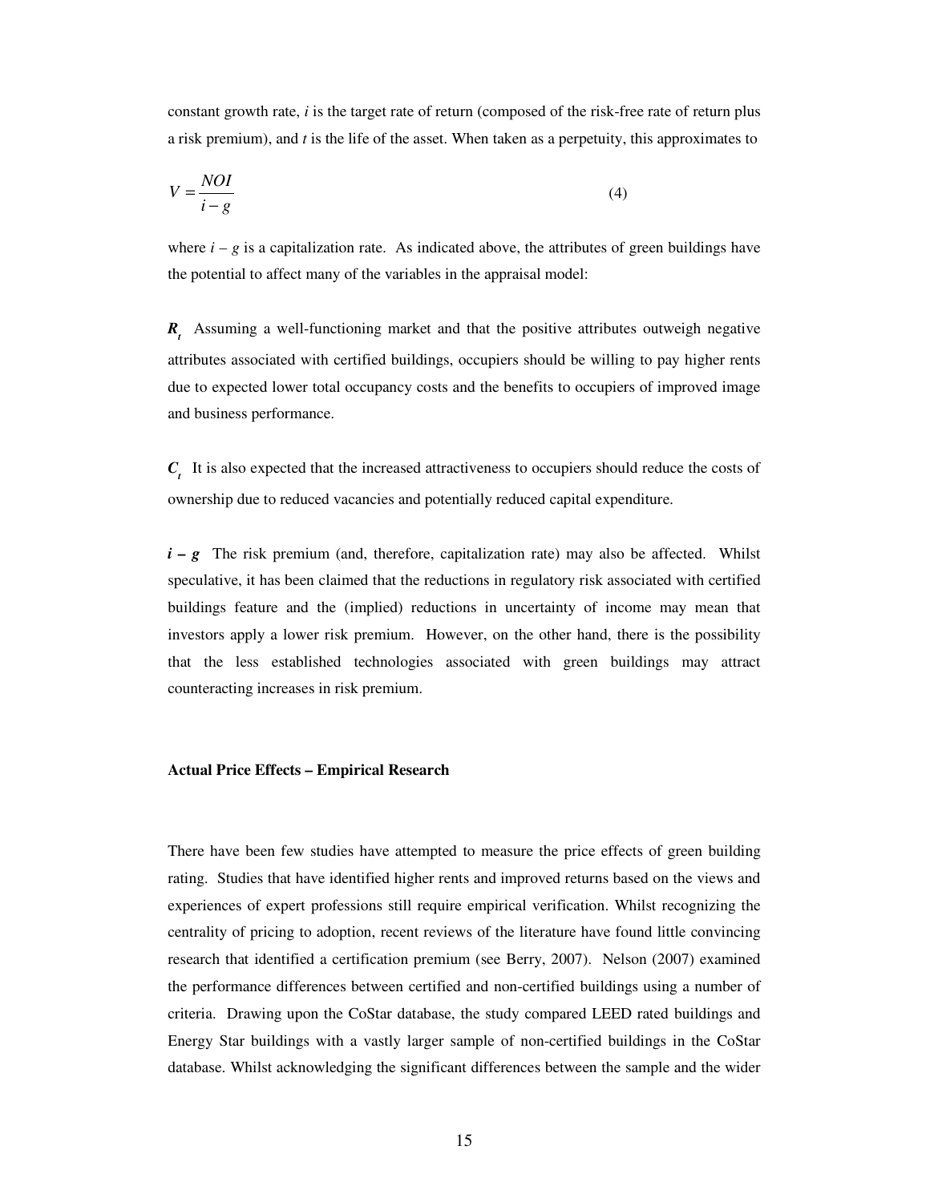constant growth rate, $i$ is the target rate of return (composed of the risk-free rate of return plus a risk premium), and $t$ is the life of the asset. When taken as a perpetuity, this approximates to

$$V = \frac{NOI}{i - g} \tag{4}$$

where $i - g$ is a capitalization rate. As indicated above, the attributes of green buildings have the potential to affect many of the variables in the appraisal model:

$\boldsymbol{R_t}$ Assuming a well-functioning market and that the positive attributes outweigh negative attributes associated with certified buildings, occupiers should be willing to pay higher rents due to expected lower total occupancy costs and the benefits to occupiers of improved image and business performance.

$\boldsymbol{C_t}$ It is also expected that the increased attractiveness to occupiers should reduce the costs of ownership due to reduced vacancies and potentially reduced capital expenditure.

$\boldsymbol{i - g}$ The risk premium (and, therefore, capitalization rate) may also be affected. Whilst speculative, it has been claimed that the reductions in regulatory risk associated with certified buildings feature and the (implied) reductions in uncertainty of income may mean that investors apply a lower risk premium. However, on the other hand, there is the possibility that the less established technologies associated with green buildings may attract counteracting increases in risk premium.

**Actual Price Effects – Empirical Research**

There have been few studies have attempted to measure the price effects of green building rating. Studies that have identified higher rents and improved returns based on the views and experiences of expert professions still require empirical verification. Whilst recognizing the centrality of pricing to adoption, recent reviews of the literature have found little convincing research that identified a certification premium (see Berry, 2007). Nelson (2007) examined the performance differences between certified and non-certified buildings using a number of criteria. Drawing upon the CoStar database, the study compared LEED rated buildings and Energy Star buildings with a vastly larger sample of non-certified buildings in the CoStar database. Whilst acknowledging the significant differences between the sample and the wider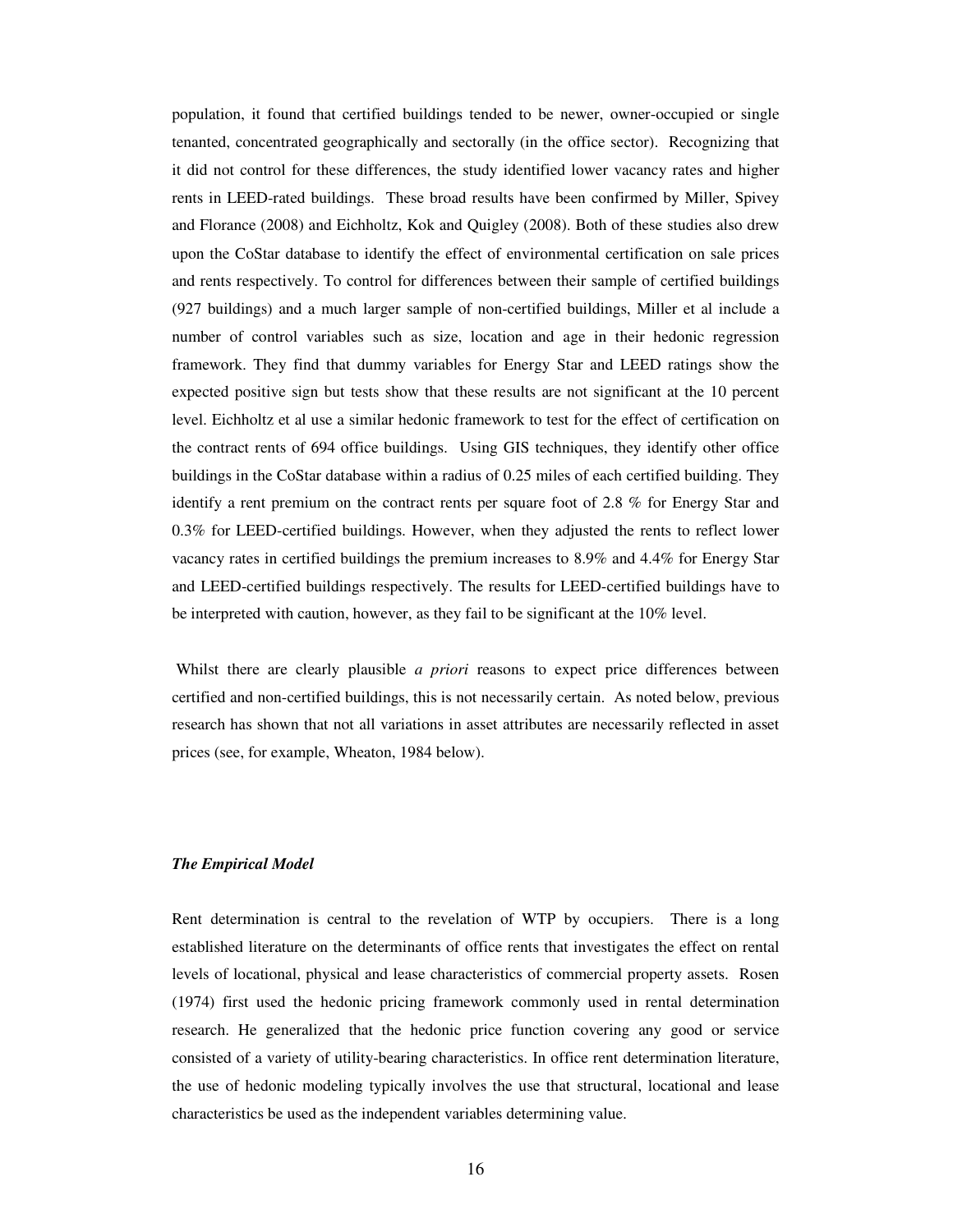population, it found that certified buildings tended to be newer, owner-occupied or single tenanted, concentrated geographically and sectorally (in the office sector). Recognizing that it did not control for these differences, the study identified lower vacancy rates and higher rents in LEED-rated buildings. These broad results have been confirmed by Miller, Spivey and Florance (2008) and Eichholtz, Kok and Quigley (2008). Both of these studies also drew upon the CoStar database to identify the effect of environmental certification on sale prices and rents respectively. To control for differences between their sample of certified buildings (927 buildings) and a much larger sample of non-certified buildings, Miller et al include a number of control variables such as size, location and age in their hedonic regression framework. They find that dummy variables for Energy Star and LEED ratings show the expected positive sign but tests show that these results are not significant at the 10 percent level. Eichholtz et al use a similar hedonic framework to test for the effect of certification on the contract rents of 694 office buildings. Using GIS techniques, they identify other office buildings in the CoStar database within a radius of 0.25 miles of each certified building. They identify a rent premium on the contract rents per square foot of 2.8 % for Energy Star and 0.3% for LEED-certified buildings. However, when they adjusted the rents to reflect lower vacancy rates in certified buildings the premium increases to 8.9% and 4.4% for Energy Star and LEED-certified buildings respectively. The results for LEED-certified buildings have to be interpreted with caution, however, as they fail to be significant at the 10% level.

Whilst there are clearly plausible *a priori* reasons to expect price differences between certified and non-certified buildings, this is not necessarily certain. As noted below, previous research has shown that not all variations in asset attributes are necessarily reflected in asset prices (see, for example, Wheaton, 1984 below).

### *The Empirical Model*

Rent determination is central to the revelation of WTP by occupiers. There is a long established literature on the determinants of office rents that investigates the effect on rental levels of locational, physical and lease characteristics of commercial property assets. Rosen (1974) first used the hedonic pricing framework commonly used in rental determination research. He generalized that the hedonic price function covering any good or service consisted of a variety of utility-bearing characteristics. In office rent determination literature, the use of hedonic modeling typically involves the use that structural, locational and lease characteristics be used as the independent variables determining value.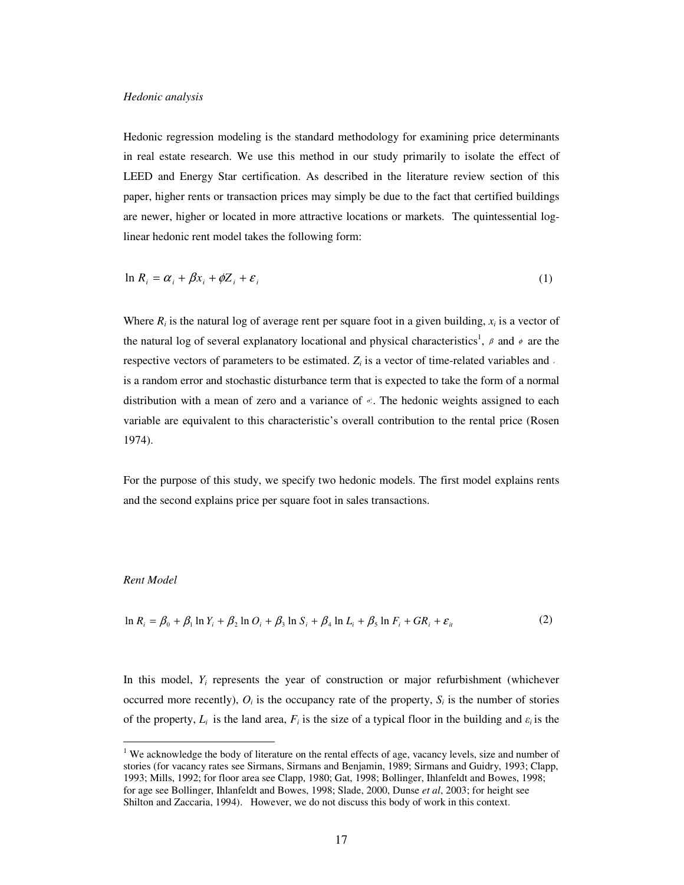*Hedonic analysis*

Hedonic regression modeling is the standard methodology for examining price determinants in real estate research. We use this method in our study primarily to isolate the effect of LEED and Energy Star certification. As described in the literature review section of this paper, higher rents or transaction prices may simply be due to the fact that certified buildings are newer, higher or located in more attractive locations or markets. The quintessential log-linear hedonic rent model takes the following form:

$$\ln R_i = \alpha_i + \beta x_i + \phi Z_i + \varepsilon_i \tag{1}$$

Where $R_i$ is the natural log of average rent per square foot in a given building, $x_i$ is a vector of the natural log of several explanatory locational and physical characteristics[1], $\beta$ and $\phi$ are the respective vectors of parameters to be estimated. $Z_i$ is a vector of time-related variables and $\varepsilon_i$ is a random error and stochastic disturbance term that is expected to take the form of a normal distribution with a mean of zero and a variance of $\sigma^2$. The hedonic weights assigned to each variable are equivalent to this characteristic's overall contribution to the rental price (Rosen 1974).

For the purpose of this study, we specify two hedonic models. The first model explains rents and the second explains price per square foot in sales transactions.

*Rent Model*

$$\ln R_i = \beta_0 + \beta_1 \ln Y_i + \beta_2 \ln O_i + \beta_3 \ln S_i + \beta_4 \ln L_i + \beta_5 \ln F_i + GR_i + \varepsilon_{it} \tag{2}$$

In this model, $Y_i$ represents the year of construction or major refurbishment (whichever occurred more recently), $O_i$ is the occupancy rate of the property, $S_i$ is the number of stories of the property, $L_i$ is the land area, $F_i$ is the size of a typical floor in the building and $\varepsilon_i$ is the

[1] We acknowledge the body of literature on the rental effects of age, vacancy levels, size and number of stories (for vacancy rates see Sirmans, Sirmans and Benjamin, 1989; Sirmans and Guidry, 1993; Clapp, 1993; Mills, 1992; for floor area see Clapp, 1980; Gat, 1998; Bollinger, Ihlanfeldt and Bowes, 1998; for age see Bollinger, Ihlanfeldt and Bowes, 1998; Slade, 2000, Dunse *et al*, 2003; for height see Shilton and Zaccaria, 1994). However, we do not discuss this body of work in this context.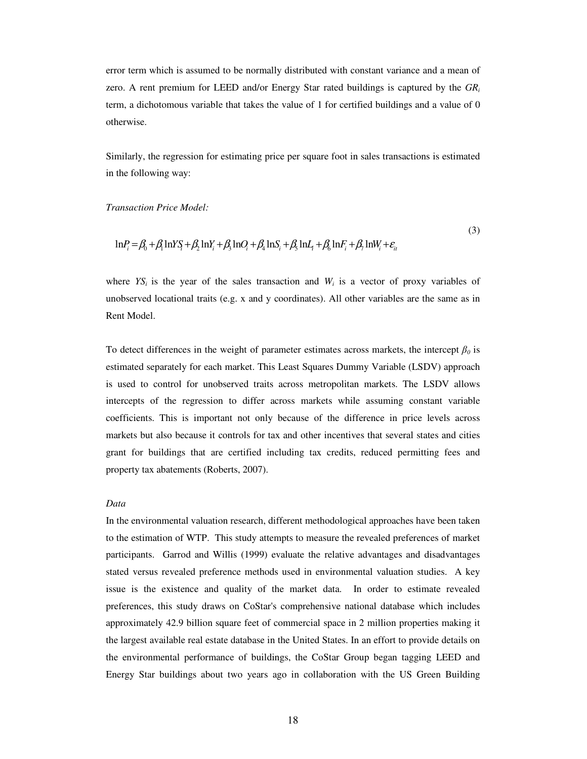error term which is assumed to be normally distributed with constant variance and a mean of zero. A rent premium for LEED and/or Energy Star rated buildings is captured by the $GR_i$ term, a dichotomous variable that takes the value of 1 for certified buildings and a value of 0 otherwise.

Similarly, the regression for estimating price per square foot in sales transactions is estimated in the following way:

*Transaction Price Model:*

$$\ln P_i = \beta_0 + \beta_1 \ln YS_i + \beta_2 \ln Y_i + \beta_3 \ln O_i + \beta_4 \ln S_i + \beta_5 \ln L_i + \beta_6 \ln F_i + \beta_7 \ln W_i + \varepsilon_{it} \tag{3}$$

where $YS_i$ is the year of the sales transaction and $W_i$ is a vector of proxy variables of unobserved locational traits (e.g. x and y coordinates). All other variables are the same as in Rent Model.

To detect differences in the weight of parameter estimates across markets, the intercept $\beta_0$ is estimated separately for each market. This Least Squares Dummy Variable (LSDV) approach is used to control for unobserved traits across metropolitan markets. The LSDV allows intercepts of the regression to differ across markets while assuming constant variable coefficients. This is important not only because of the difference in price levels across markets but also because it controls for tax and other incentives that several states and cities grant for buildings that are certified including tax credits, reduced permitting fees and property tax abatements (Roberts, 2007).

*Data*

In the environmental valuation research, different methodological approaches have been taken to the estimation of WTP. This study attempts to measure the revealed preferences of market participants. Garrod and Willis (1999) evaluate the relative advantages and disadvantages stated versus revealed preference methods used in environmental valuation studies. A key issue is the existence and quality of the market data. In order to estimate revealed preferences, this study draws on CoStar's comprehensive national database which includes approximately 42.9 billion square feet of commercial space in 2 million properties making it the largest available real estate database in the United States. In an effort to provide details on the environmental performance of buildings, the CoStar Group began tagging LEED and Energy Star buildings about two years ago in collaboration with the US Green Building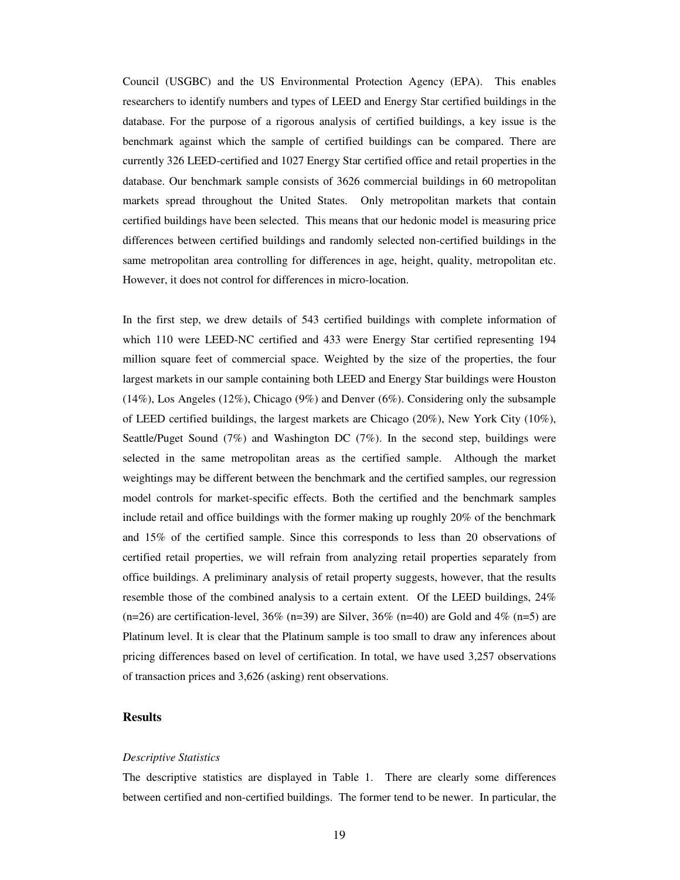Council (USGBC) and the US Environmental Protection Agency (EPA). This enables researchers to identify numbers and types of LEED and Energy Star certified buildings in the database. For the purpose of a rigorous analysis of certified buildings, a key issue is the benchmark against which the sample of certified buildings can be compared. There are currently 326 LEED-certified and 1027 Energy Star certified office and retail properties in the database. Our benchmark sample consists of 3626 commercial buildings in 60 metropolitan markets spread throughout the United States. Only metropolitan markets that contain certified buildings have been selected. This means that our hedonic model is measuring price differences between certified buildings and randomly selected non-certified buildings in the same metropolitan area controlling for differences in age, height, quality, metropolitan etc. However, it does not control for differences in micro-location.

In the first step, we drew details of 543 certified buildings with complete information of which 110 were LEED-NC certified and 433 were Energy Star certified representing 194 million square feet of commercial space. Weighted by the size of the properties, the four largest markets in our sample containing both LEED and Energy Star buildings were Houston (14%), Los Angeles (12%), Chicago (9%) and Denver (6%). Considering only the subsample of LEED certified buildings, the largest markets are Chicago (20%), New York City (10%), Seattle/Puget Sound (7%) and Washington DC (7%). In the second step, buildings were selected in the same metropolitan areas as the certified sample. Although the market weightings may be different between the benchmark and the certified samples, our regression model controls for market-specific effects. Both the certified and the benchmark samples include retail and office buildings with the former making up roughly 20% of the benchmark and 15% of the certified sample. Since this corresponds to less than 20 observations of certified retail properties, we will refrain from analyzing retail properties separately from office buildings. A preliminary analysis of retail property suggests, however, that the results resemble those of the combined analysis to a certain extent. Of the LEED buildings, 24% (n=26) are certification-level, 36% (n=39) are Silver, 36% (n=40) are Gold and 4% (n=5) are Platinum level. It is clear that the Platinum sample is too small to draw any inferences about pricing differences based on level of certification. In total, we have used 3,257 observations of transaction prices and 3,626 (asking) rent observations.

## Results

*Descriptive Statistics*

The descriptive statistics are displayed in Table 1. There are clearly some differences between certified and non-certified buildings. The former tend to be newer. In particular, the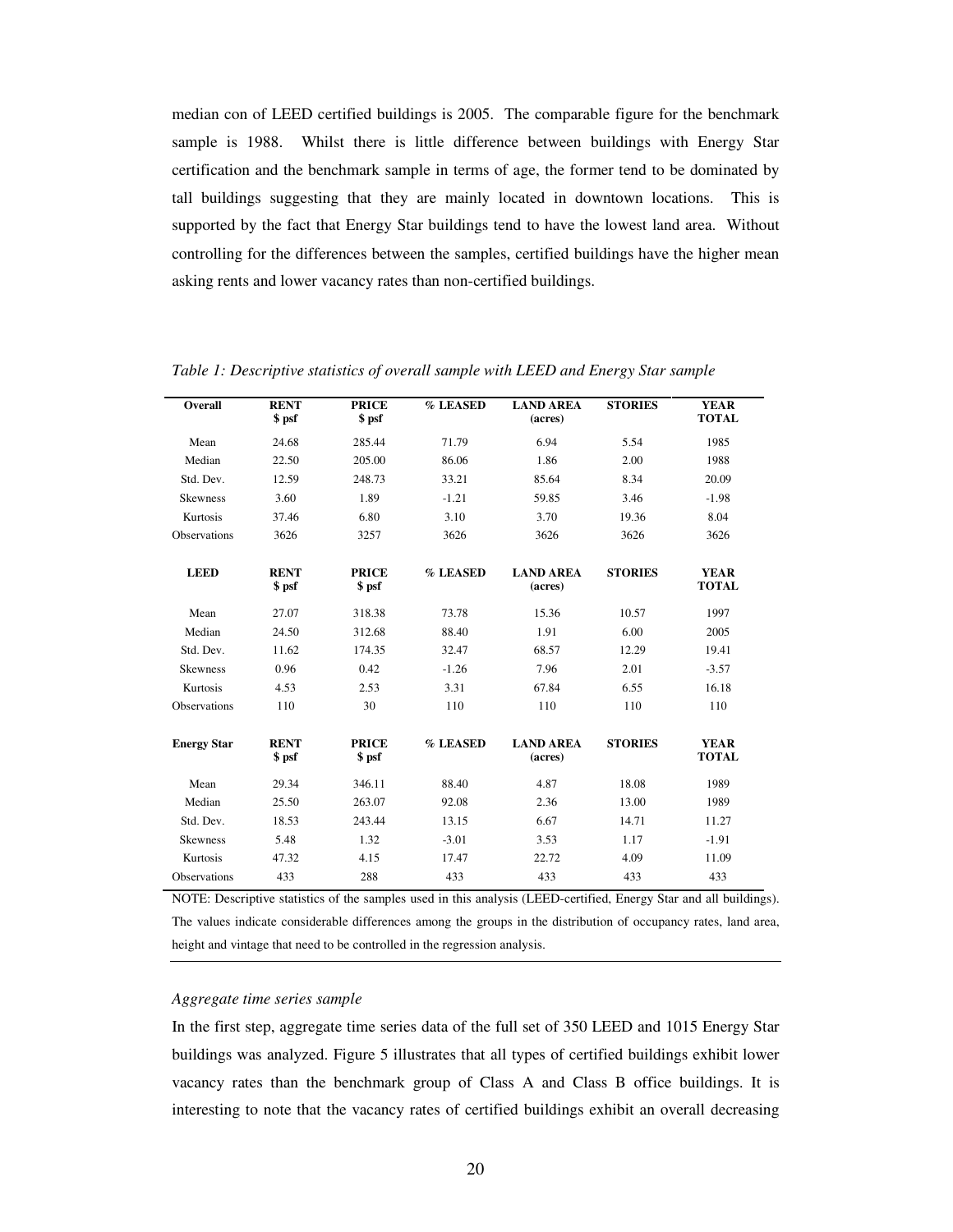median con of LEED certified buildings is 2005. The comparable figure for the benchmark sample is 1988. Whilst there is little difference between buildings with Energy Star certification and the benchmark sample in terms of age, the former tend to be dominated by tall buildings suggesting that they are mainly located in downtown locations. This is supported by the fact that Energy Star buildings tend to have the lowest land area. Without controlling for the differences between the samples, certified buildings have the higher mean asking rents and lower vacancy rates than non-certified buildings.

*Table 1: Descriptive statistics of overall sample with LEED and Energy Star sample*

| **Overall** | **RENT $ psf** | **PRICE $ psf** | **% LEASED** | **LAND AREA (acres)** | **STORIES** | **YEAR TOTAL** |
|---|---|---|---|---|---|---|
| Mean | 24.68 | 285.44 | 71.79 | 6.94 | 5.54 | 1985 |
| Median | 22.50 | 205.00 | 86.06 | 1.86 | 2.00 | 1988 |
| Std. Dev. | 12.59 | 248.73 | 33.21 | 85.64 | 8.34 | 20.09 |
| Skewness | 3.60 | 1.89 | -1.21 | 59.85 | 3.46 | -1.98 |
| Kurtosis | 37.46 | 6.80 | 3.10 | 3.70 | 19.36 | 8.04 |
| Observations | 3626 | 3257 | 3626 | 3626 | 3626 | 3626 |
| **LEED** | **RENT $ psf** | **PRICE $ psf** | **% LEASED** | **LAND AREA (acres)** | **STORIES** | **YEAR TOTAL** |
| Mean | 27.07 | 318.38 | 73.78 | 15.36 | 10.57 | 1997 |
| Median | 24.50 | 312.68 | 88.40 | 1.91 | 6.00 | 2005 |
| Std. Dev. | 11.62 | 174.35 | 32.47 | 68.57 | 12.29 | 19.41 |
| Skewness | 0.96 | 0.42 | -1.26 | 7.96 | 2.01 | -3.57 |
| Kurtosis | 4.53 | 2.53 | 3.31 | 67.84 | 6.55 | 16.18 |
| Observations | 110 | 30 | 110 | 110 | 110 | 110 |
| **Energy Star** | **RENT $ psf** | **PRICE $ psf** | **% LEASED** | **LAND AREA (acres)** | **STORIES** | **YEAR TOTAL** |
| Mean | 29.34 | 346.11 | 88.40 | 4.87 | 18.08 | 1989 |
| Median | 25.50 | 263.07 | 92.08 | 2.36 | 13.00 | 1989 |
| Std. Dev. | 18.53 | 243.44 | 13.15 | 6.67 | 14.71 | 11.27 |
| Skewness | 5.48 | 1.32 | -3.01 | 3.53 | 1.17 | -1.91 |
| Kurtosis | 47.32 | 4.15 | 17.47 | 22.72 | 4.09 | 11.09 |
| Observations | 433 | 288 | 433 | 433 | 433 | 433 |

NOTE: Descriptive statistics of the samples used in this analysis (LEED-certified, Energy Star and all buildings). The values indicate considerable differences among the groups in the distribution of occupancy rates, land area, height and vintage that need to be controlled in the regression analysis.

*Aggregate time series sample*

In the first step, aggregate time series data of the full set of 350 LEED and 1015 Energy Star buildings was analyzed. Figure 5 illustrates that all types of certified buildings exhibit lower vacancy rates than the benchmark group of Class A and Class B office buildings. It is interesting to note that the vacancy rates of certified buildings exhibit an overall decreasing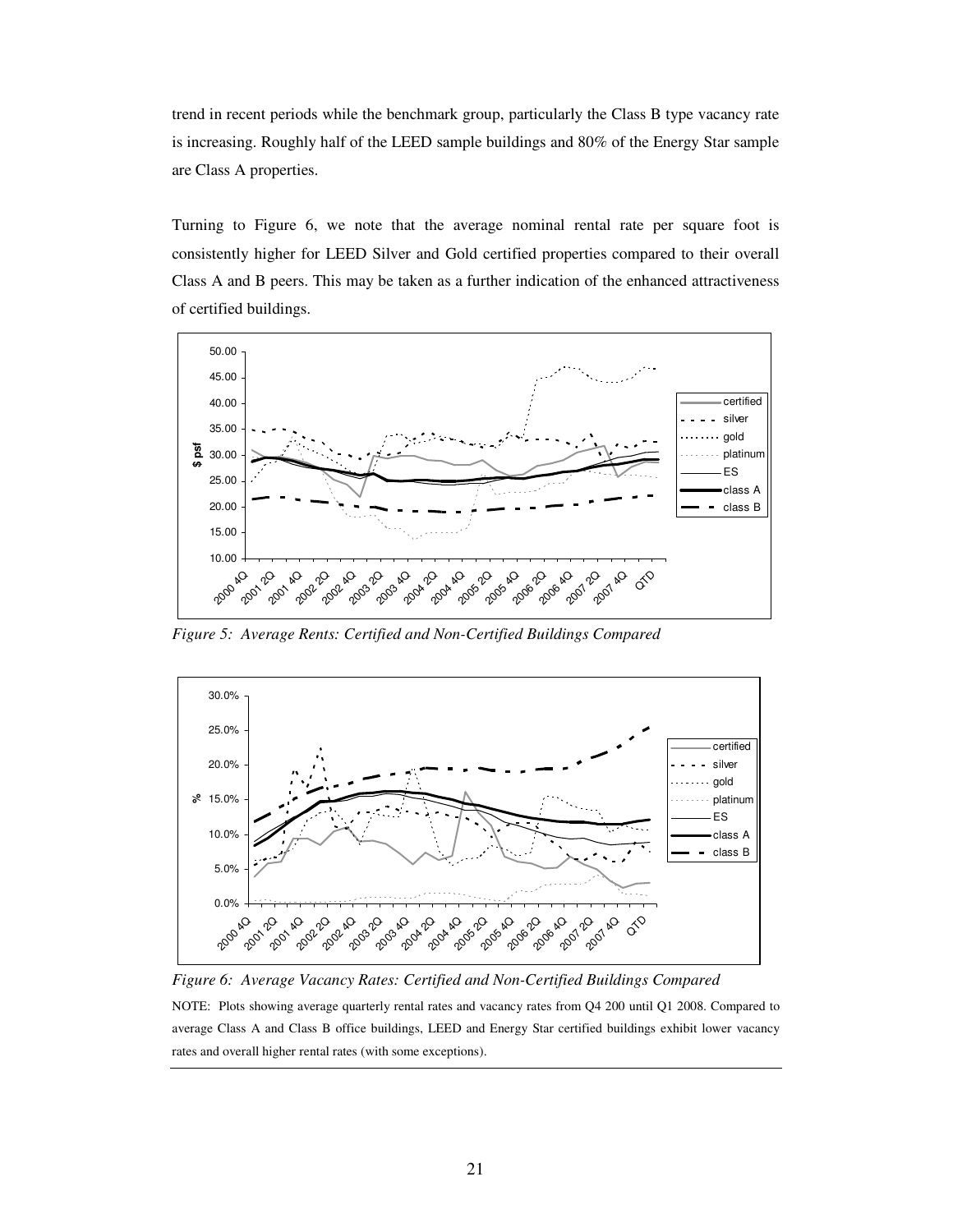trend in recent periods while the benchmark group, particularly the Class B type vacancy rate is increasing. Roughly half of the LEED sample buildings and 80% of the Energy Star sample are Class A properties.

Turning to Figure 6, we note that the average nominal rental rate per square foot is consistently higher for LEED Silver and Gold certified properties compared to their overall Class A and B peers. This may be taken as a further indication of the enhanced attractiveness of certified buildings.

*Figure 5: Average Rents: Certified and Non-Certified Buildings Compared*

*Figure 6: Average Vacancy Rates: Certified and Non-Certified Buildings Compared*

NOTE: Plots showing average quarterly rental rates and vacancy rates from Q4 200 until Q1 2008. Compared to average Class A and Class B office buildings, LEED and Energy Star certified buildings exhibit lower vacancy rates and overall higher rental rates (with some exceptions).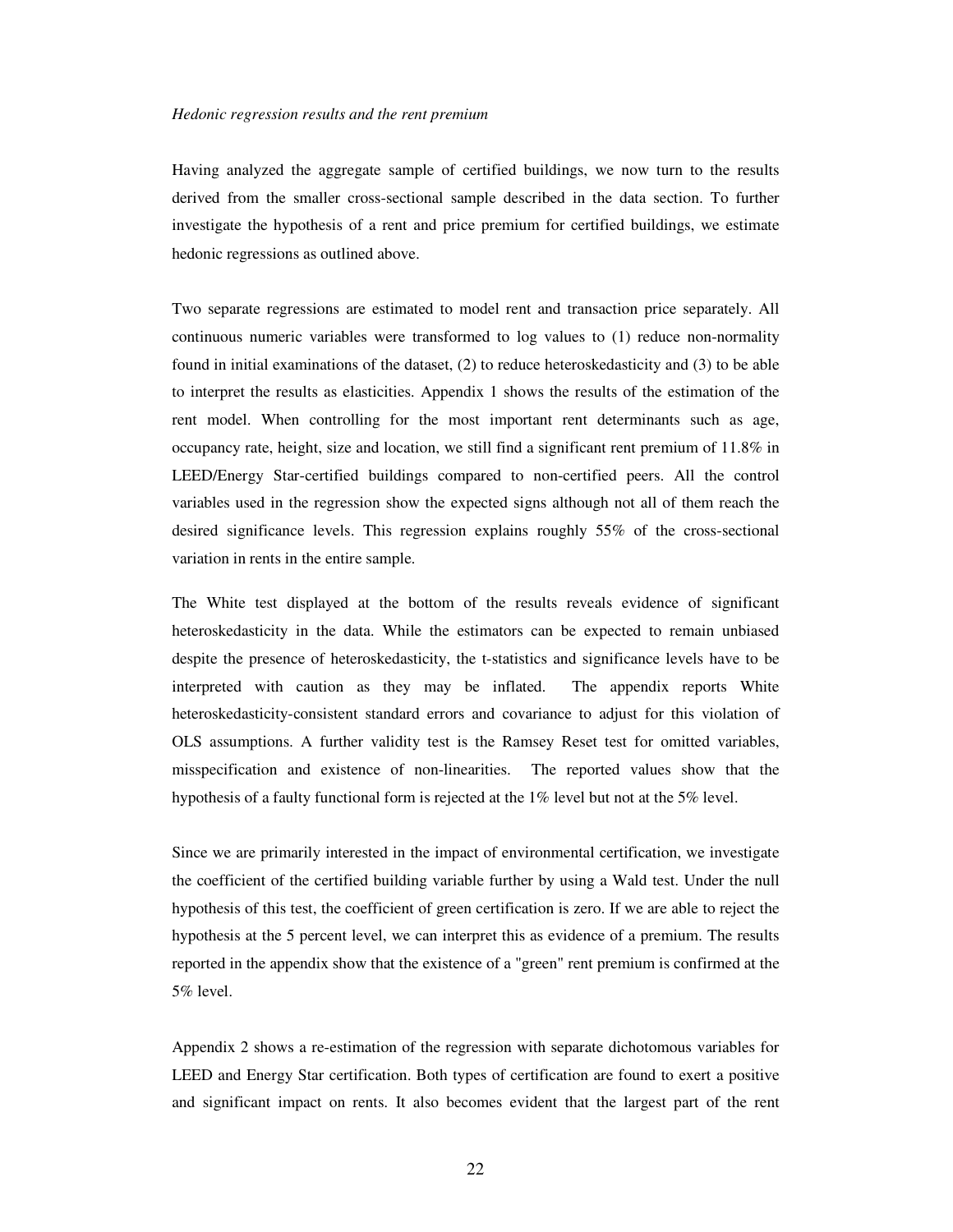*Hedonic regression results and the rent premium*

Having analyzed the aggregate sample of certified buildings, we now turn to the results derived from the smaller cross-sectional sample described in the data section. To further investigate the hypothesis of a rent and price premium for certified buildings, we estimate hedonic regressions as outlined above.

Two separate regressions are estimated to model rent and transaction price separately. All continuous numeric variables were transformed to log values to (1) reduce non-normality found in initial examinations of the dataset, (2) to reduce heteroskedasticity and (3) to be able to interpret the results as elasticities. Appendix 1 shows the results of the estimation of the rent model. When controlling for the most important rent determinants such as age, occupancy rate, height, size and location, we still find a significant rent premium of 11.8% in LEED/Energy Star-certified buildings compared to non-certified peers. All the control variables used in the regression show the expected signs although not all of them reach the desired significance levels. This regression explains roughly 55% of the cross-sectional variation in rents in the entire sample.

The White test displayed at the bottom of the results reveals evidence of significant heteroskedasticity in the data. While the estimators can be expected to remain unbiased despite the presence of heteroskedasticity, the t-statistics and significance levels have to be interpreted with caution as they may be inflated. The appendix reports White heteroskedasticity-consistent standard errors and covariance to adjust for this violation of OLS assumptions. A further validity test is the Ramsey Reset test for omitted variables, misspecification and existence of non-linearities. The reported values show that the hypothesis of a faulty functional form is rejected at the 1% level but not at the 5% level.

Since we are primarily interested in the impact of environmental certification, we investigate the coefficient of the certified building variable further by using a Wald test. Under the null hypothesis of this test, the coefficient of green certification is zero. If we are able to reject the hypothesis at the 5 percent level, we can interpret this as evidence of a premium. The results reported in the appendix show that the existence of a "green" rent premium is confirmed at the 5% level.

Appendix 2 shows a re-estimation of the regression with separate dichotomous variables for LEED and Energy Star certification. Both types of certification are found to exert a positive and significant impact on rents. It also becomes evident that the largest part of the rent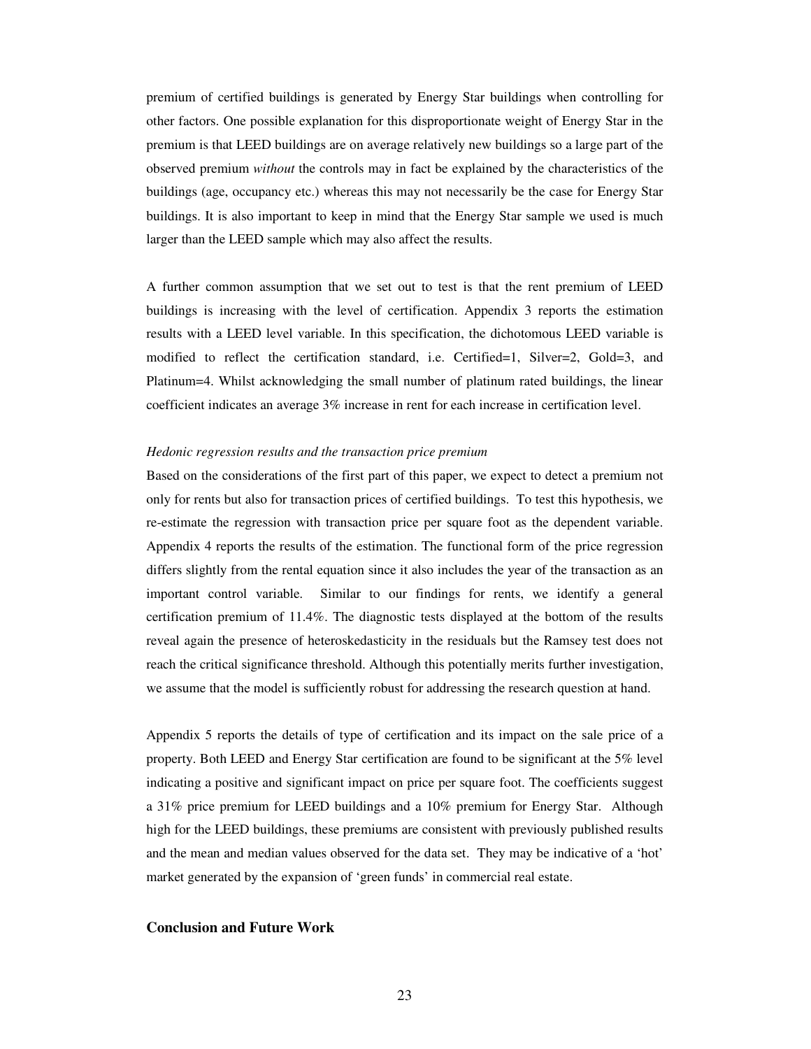premium of certified buildings is generated by Energy Star buildings when controlling for other factors. One possible explanation for this disproportionate weight of Energy Star in the premium is that LEED buildings are on average relatively new buildings so a large part of the observed premium *without* the controls may in fact be explained by the characteristics of the buildings (age, occupancy etc.) whereas this may not necessarily be the case for Energy Star buildings. It is also important to keep in mind that the Energy Star sample we used is much larger than the LEED sample which may also affect the results.

A further common assumption that we set out to test is that the rent premium of LEED buildings is increasing with the level of certification. Appendix 3 reports the estimation results with a LEED level variable. In this specification, the dichotomous LEED variable is modified to reflect the certification standard, i.e. Certified=1, Silver=2, Gold=3, and Platinum=4. Whilst acknowledging the small number of platinum rated buildings, the linear coefficient indicates an average 3% increase in rent for each increase in certification level.

*Hedonic regression results and the transaction price premium*

Based on the considerations of the first part of this paper, we expect to detect a premium not only for rents but also for transaction prices of certified buildings. To test this hypothesis, we re-estimate the regression with transaction price per square foot as the dependent variable. Appendix 4 reports the results of the estimation. The functional form of the price regression differs slightly from the rental equation since it also includes the year of the transaction as an important control variable. Similar to our findings for rents, we identify a general certification premium of 11.4%. The diagnostic tests displayed at the bottom of the results reveal again the presence of heteroskedasticity in the residuals but the Ramsey test does not reach the critical significance threshold. Although this potentially merits further investigation, we assume that the model is sufficiently robust for addressing the research question at hand.

Appendix 5 reports the details of type of certification and its impact on the sale price of a property. Both LEED and Energy Star certification are found to be significant at the 5% level indicating a positive and significant impact on price per square foot. The coefficients suggest a 31% price premium for LEED buildings and a 10% premium for Energy Star. Although high for the LEED buildings, these premiums are consistent with previously published results and the mean and median values observed for the data set. They may be indicative of a 'hot' market generated by the expansion of 'green funds' in commercial real estate.

## Conclusion and Future Work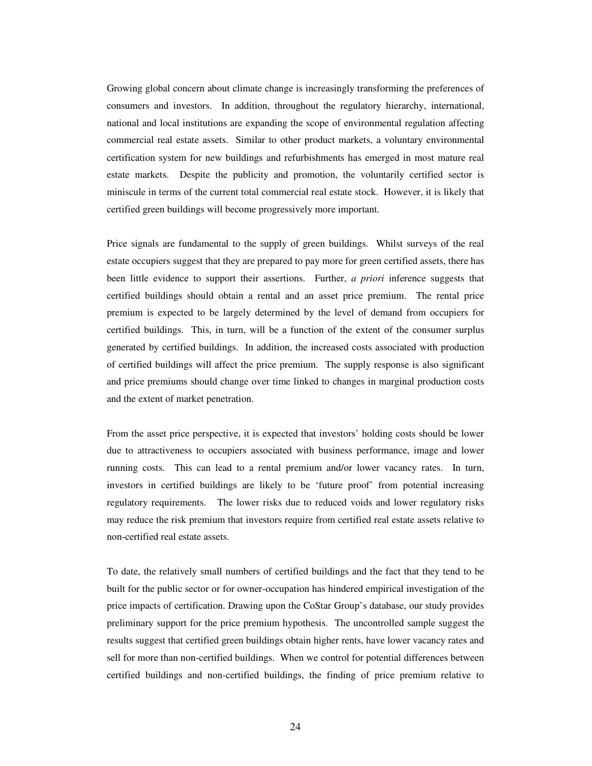Growing global concern about climate change is increasingly transforming the preferences of consumers and investors. In addition, throughout the regulatory hierarchy, international, national and local institutions are expanding the scope of environmental regulation affecting commercial real estate assets. Similar to other product markets, a voluntary environmental certification system for new buildings and refurbishments has emerged in most mature real estate markets. Despite the publicity and promotion, the voluntarily certified sector is miniscule in terms of the current total commercial real estate stock. However, it is likely that certified green buildings will become progressively more important.

Price signals are fundamental to the supply of green buildings. Whilst surveys of the real estate occupiers suggest that they are prepared to pay more for green certified assets, there has been little evidence to support their assertions. Further, *a priori* inference suggests that certified buildings should obtain a rental and an asset price premium. The rental price premium is expected to be largely determined by the level of demand from occupiers for certified buildings. This, in turn, will be a function of the extent of the consumer surplus generated by certified buildings. In addition, the increased costs associated with production of certified buildings will affect the price premium. The supply response is also significant and price premiums should change over time linked to changes in marginal production costs and the extent of market penetration.

From the asset price perspective, it is expected that investors' holding costs should be lower due to attractiveness to occupiers associated with business performance, image and lower running costs. This can lead to a rental premium and/or lower vacancy rates. In turn, investors in certified buildings are likely to be 'future proof' from potential increasing regulatory requirements. The lower risks due to reduced voids and lower regulatory risks may reduce the risk premium that investors require from certified real estate assets relative to non-certified real estate assets.

To date, the relatively small numbers of certified buildings and the fact that they tend to be built for the public sector or for owner-occupation has hindered empirical investigation of the price impacts of certification. Drawing upon the CoStar Group's database, our study provides preliminary support for the price premium hypothesis. The uncontrolled sample suggest the results suggest that certified green buildings obtain higher rents, have lower vacancy rates and sell for more than non-certified buildings. When we control for potential differences between certified buildings and non-certified buildings, the finding of price premium relative to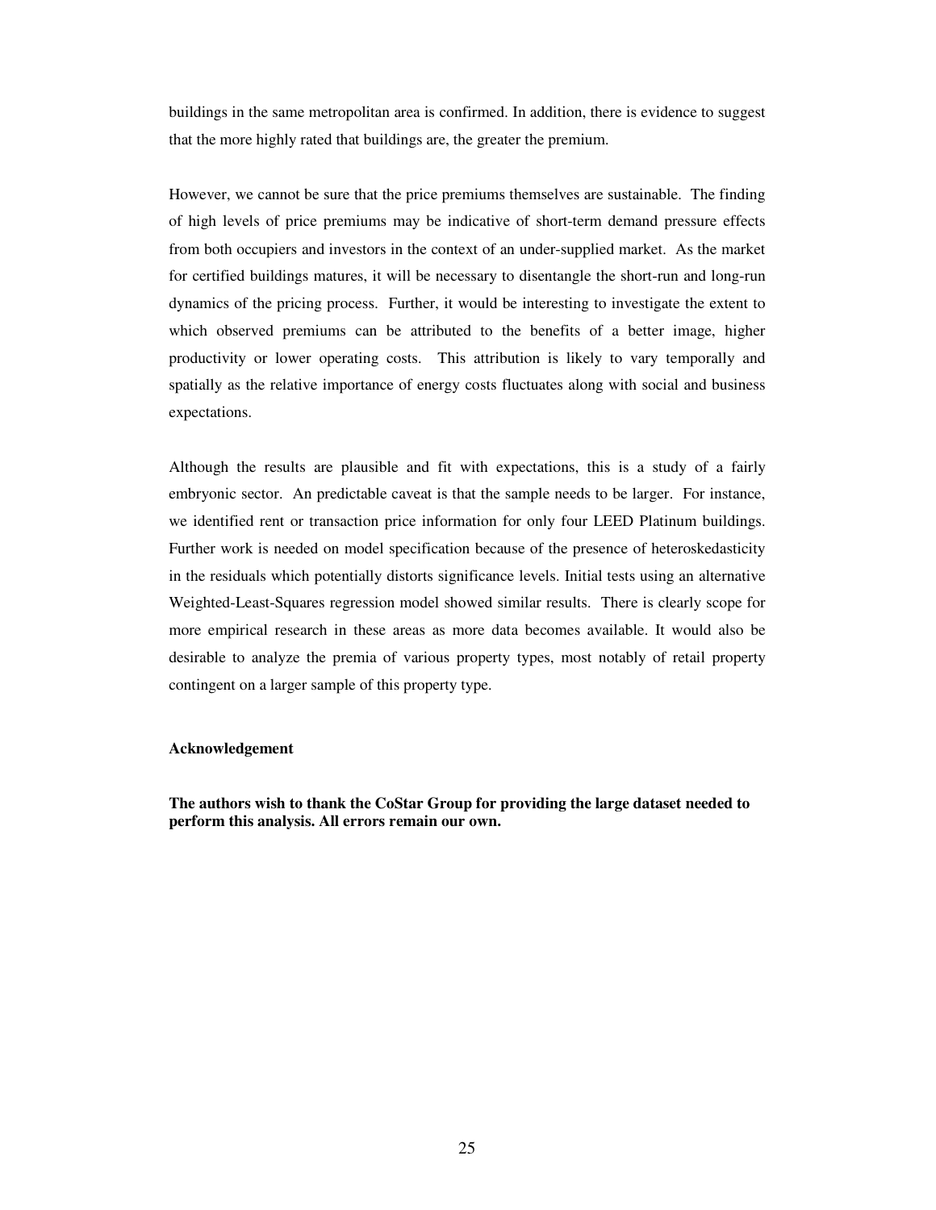buildings in the same metropolitan area is confirmed. In addition, there is evidence to suggest that the more highly rated that buildings are, the greater the premium.

However, we cannot be sure that the price premiums themselves are sustainable. The finding of high levels of price premiums may be indicative of short-term demand pressure effects from both occupiers and investors in the context of an under-supplied market. As the market for certified buildings matures, it will be necessary to disentangle the short-run and long-run dynamics of the pricing process. Further, it would be interesting to investigate the extent to which observed premiums can be attributed to the benefits of a better image, higher productivity or lower operating costs. This attribution is likely to vary temporally and spatially as the relative importance of energy costs fluctuates along with social and business expectations.

Although the results are plausible and fit with expectations, this is a study of a fairly embryonic sector. An predictable caveat is that the sample needs to be larger. For instance, we identified rent or transaction price information for only four LEED Platinum buildings. Further work is needed on model specification because of the presence of heteroskedasticity in the residuals which potentially distorts significance levels. Initial tests using an alternative Weighted-Least-Squares regression model showed similar results. There is clearly scope for more empirical research in these areas as more data becomes available. It would also be desirable to analyze the premia of various property types, most notably of retail property contingent on a larger sample of this property type.

**Acknowledgement**

**The authors wish to thank the CoStar Group for providing the large dataset needed to perform this analysis. All errors remain our own.**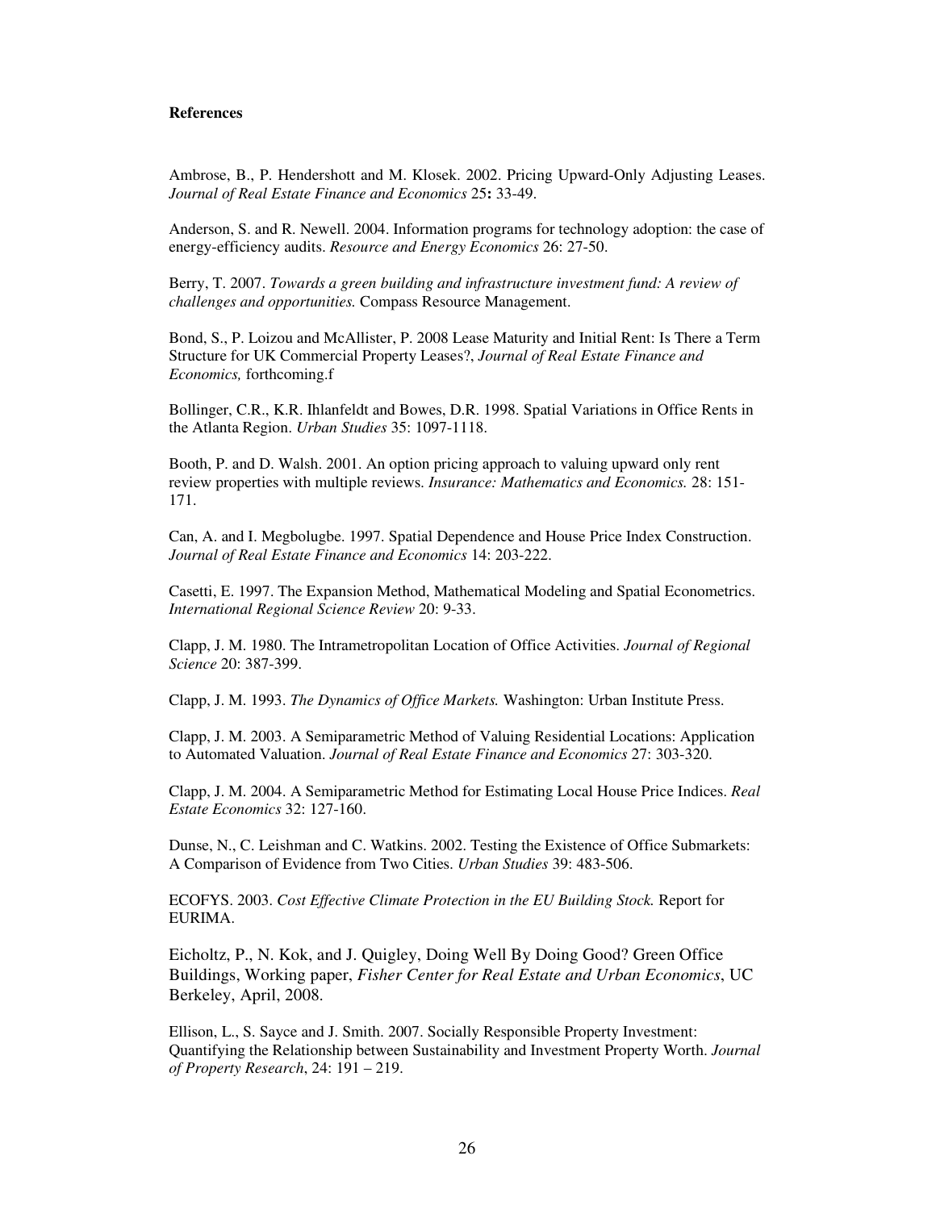**References**

Ambrose, B., P. Hendershott and M. Klosek. 2002. Pricing Upward-Only Adjusting Leases. *Journal of Real Estate Finance and Economics* 25**:** 33-49.

Anderson, S. and R. Newell. 2004. Information programs for technology adoption: the case of energy-efficiency audits. *Resource and Energy Economics* 26: 27-50.

Berry, T. 2007. *Towards a green building and infrastructure investment fund: A review of challenges and opportunities.* Compass Resource Management.

Bond, S., P. Loizou and McAllister, P. 2008 Lease Maturity and Initial Rent: Is There a Term Structure for UK Commercial Property Leases?, *Journal of Real Estate Finance and Economics,* forthcoming.f

Bollinger, C.R., K.R. Ihlanfeldt and Bowes, D.R. 1998. Spatial Variations in Office Rents in the Atlanta Region. *Urban Studies* 35: 1097-1118.

Booth, P. and D. Walsh. 2001. An option pricing approach to valuing upward only rent review properties with multiple reviews. *Insurance: Mathematics and Economics.* 28: 151-171.

Can, A. and I. Megbolugbe. 1997. Spatial Dependence and House Price Index Construction. *Journal of Real Estate Finance and Economics* 14: 203-222.

Casetti, E. 1997. The Expansion Method, Mathematical Modeling and Spatial Econometrics. *International Regional Science Review* 20: 9-33.

Clapp, J. M. 1980. The Intrametropolitan Location of Office Activities. *Journal of Regional Science* 20: 387-399.

Clapp, J. M. 1993. *The Dynamics of Office Markets.* Washington: Urban Institute Press.

Clapp, J. M. 2003. A Semiparametric Method of Valuing Residential Locations: Application to Automated Valuation. *Journal of Real Estate Finance and Economics* 27: 303-320.

Clapp, J. M. 2004. A Semiparametric Method for Estimating Local House Price Indices. *Real Estate Economics* 32: 127-160.

Dunse, N., C. Leishman and C. Watkins. 2002. Testing the Existence of Office Submarkets: A Comparison of Evidence from Two Cities. *Urban Studies* 39: 483-506.

ECOFYS. 2003. *Cost Effective Climate Protection in the EU Building Stock.* Report for EURIMA.

Eicholtz, P., N. Kok, and J. Quigley, Doing Well By Doing Good? Green Office Buildings, Working paper, *Fisher Center for Real Estate and Urban Economics*, UC Berkeley, April, 2008.

Ellison, L., S. Sayce and J. Smith. 2007. Socially Responsible Property Investment: Quantifying the Relationship between Sustainability and Investment Property Worth. *Journal of Property Research*, 24: 191 – 219.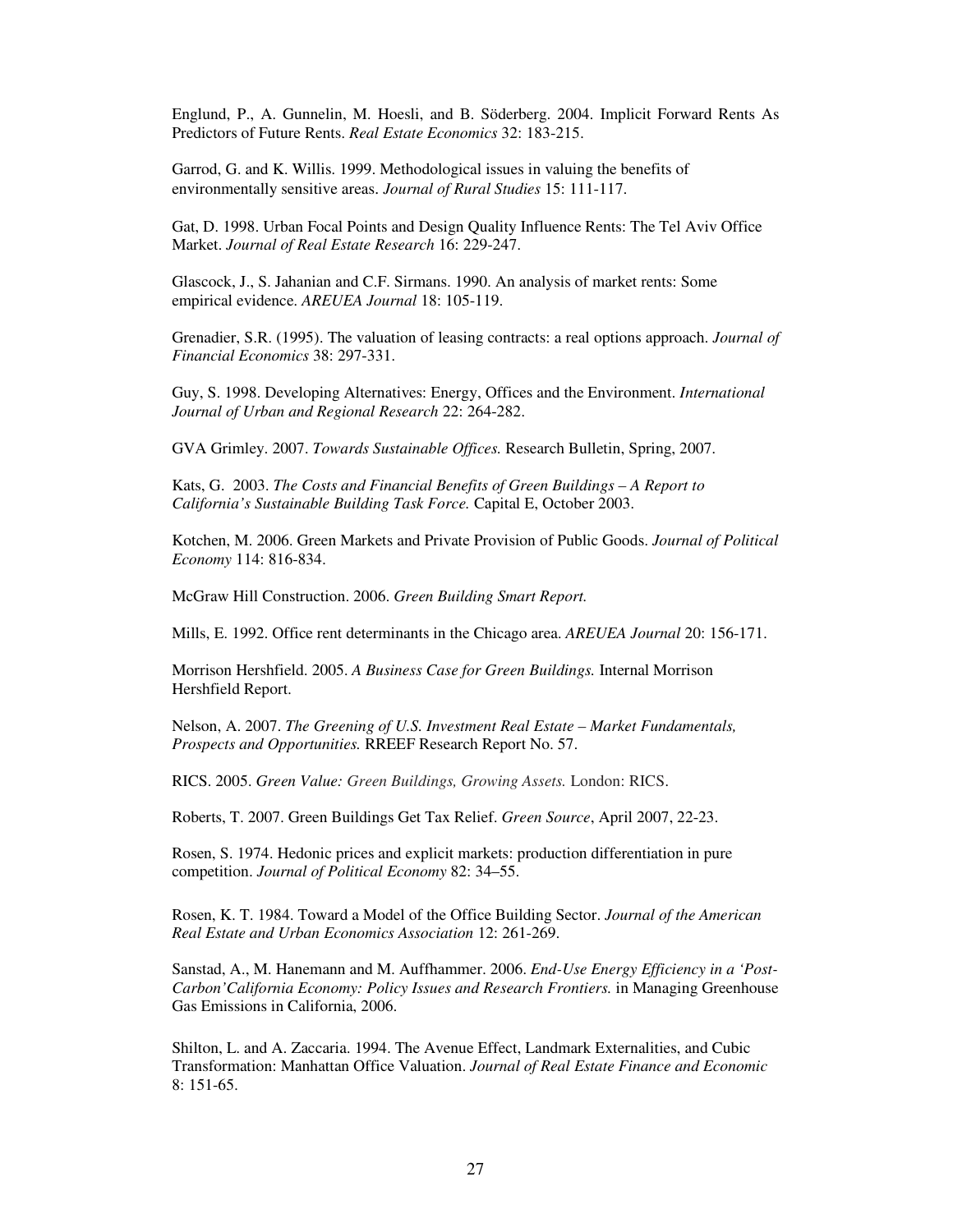Englund, P., A. Gunnelin, M. Hoesli, and B. Söderberg. 2004. Implicit Forward Rents As Predictors of Future Rents. *Real Estate Economics* 32: 183-215.

Garrod, G. and K. Willis. 1999. Methodological issues in valuing the benefits of environmentally sensitive areas. *Journal of Rural Studies* 15: 111-117.

Gat, D. 1998. Urban Focal Points and Design Quality Influence Rents: The Tel Aviv Office Market. *Journal of Real Estate Research* 16: 229-247.

Glascock, J., S. Jahanian and C.F. Sirmans. 1990. An analysis of market rents: Some empirical evidence. *AREUEA Journal* 18: 105-119.

Grenadier, S.R. (1995). The valuation of leasing contracts: a real options approach. *Journal of Financial Economics* 38: 297-331.

Guy, S. 1998. Developing Alternatives: Energy, Offices and the Environment. *International Journal of Urban and Regional Research* 22: 264-282.

GVA Grimley. 2007. *Towards Sustainable Offices.* Research Bulletin, Spring, 2007.

Kats, G. 2003. *The Costs and Financial Benefits of Green Buildings – A Report to California's Sustainable Building Task Force.* Capital E, October 2003.

Kotchen, M. 2006. Green Markets and Private Provision of Public Goods. *Journal of Political Economy* 114: 816-834.

McGraw Hill Construction. 2006. *Green Building Smart Report.*

Mills, E. 1992. Office rent determinants in the Chicago area. *AREUEA Journal* 20: 156-171.

Morrison Hershfield. 2005. *A Business Case for Green Buildings.* Internal Morrison Hershfield Report.

Nelson, A. 2007. *The Greening of U.S. Investment Real Estate – Market Fundamentals, Prospects and Opportunities.* RREEF Research Report No. 57.

RICS. 2005. *Green Value: Green Buildings, Growing Assets.* London: RICS.

Roberts, T. 2007. Green Buildings Get Tax Relief. *Green Source*, April 2007, 22-23.

Rosen, S. 1974. Hedonic prices and explicit markets: production differentiation in pure competition. *Journal of Political Economy* 82: 34–55.

Rosen, K. T. 1984. Toward a Model of the Office Building Sector. *Journal of the American Real Estate and Urban Economics Association* 12: 261-269.

Sanstad, A., M. Hanemann and M. Auffhammer. 2006. *End-Use Energy Efficiency in a 'Post-Carbon'California Economy: Policy Issues and Research Frontiers.* in Managing Greenhouse Gas Emissions in California, 2006.

Shilton, L. and A. Zaccaria. 1994. The Avenue Effect, Landmark Externalities, and Cubic Transformation: Manhattan Office Valuation. *Journal of Real Estate Finance and Economic* 8: 151-65.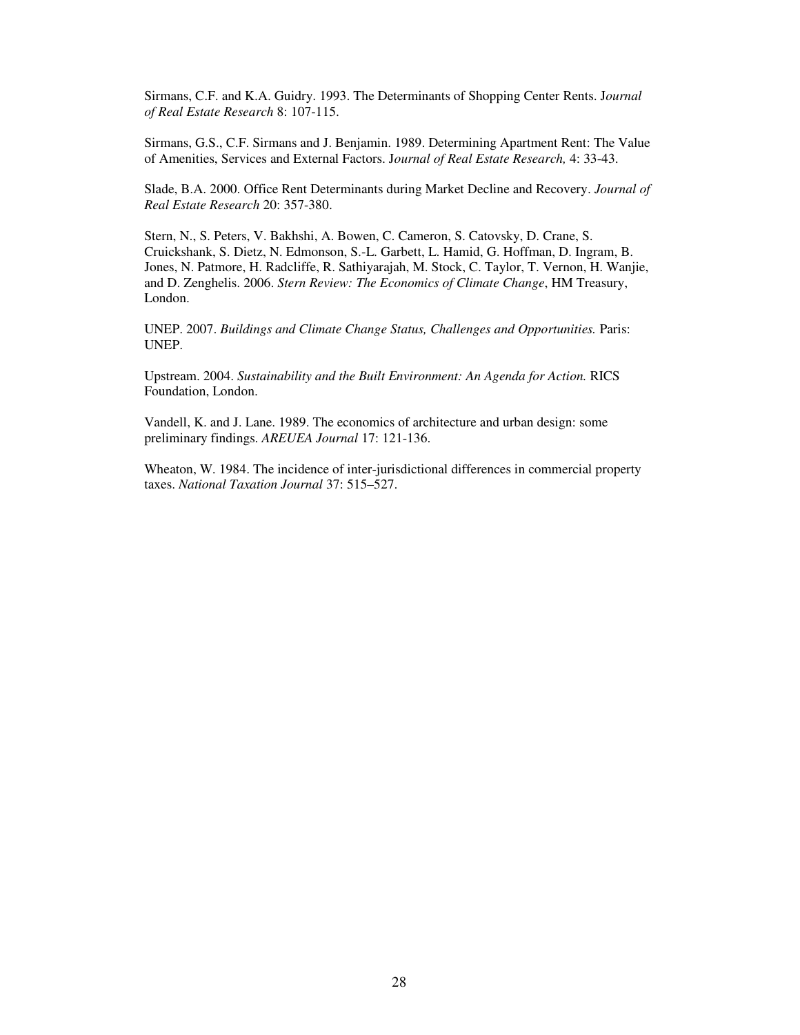Sirmans, C.F. and K.A. Guidry. 1993. The Determinants of Shopping Center Rents. J*ournal of Real Estate Research* 8: 107-115.

Sirmans, G.S., C.F. Sirmans and J. Benjamin. 1989. Determining Apartment Rent: The Value of Amenities, Services and External Factors. J*ournal of Real Estate Research,* 4: 33-43.

Slade, B.A. 2000. Office Rent Determinants during Market Decline and Recovery. *Journal of Real Estate Research* 20: 357-380.

Stern, N., S. Peters, V. Bakhshi, A. Bowen, C. Cameron, S. Catovsky, D. Crane, S. Cruickshank, S. Dietz, N. Edmonson, S.-L. Garbett, L. Hamid, G. Hoffman, D. Ingram, B. Jones, N. Patmore, H. Radcliffe, R. Sathiyarajah, M. Stock, C. Taylor, T. Vernon, H. Wanjie, and D. Zenghelis. 2006. *Stern Review: The Economics of Climate Change*, HM Treasury, London.

UNEP. 2007. *Buildings and Climate Change Status, Challenges and Opportunities.* Paris: UNEP.

Upstream. 2004. *Sustainability and the Built Environment: An Agenda for Action.* RICS Foundation, London.

Vandell, K. and J. Lane. 1989. The economics of architecture and urban design: some preliminary findings. *AREUEA Journal* 17: 121-136.

Wheaton, W. 1984. The incidence of inter-jurisdictional differences in commercial property taxes. *National Taxation Journal* 37: 515–527.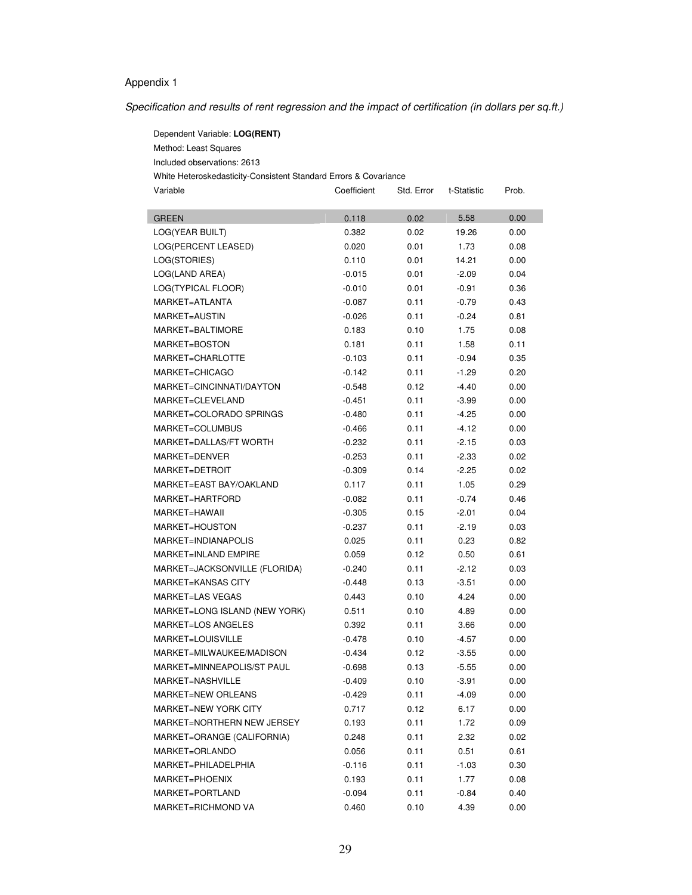Appendix 1

*Specification and results of rent regression and the impact of certification (in dollars per sq.ft.)*

Dependent Variable: **LOG(RENT)**
Method: Least Squares
Included observations: 2613
White Heteroskedasticity-Consistent Standard Errors & Covariance

| Variable | Coefficient | Std. Error | t-Statistic | Prob. |
|---|---|---|---|---|
| GREEN | 0.118 | 0.02 | 5.58 | 0.00 |
| LOG(YEAR BUILT) | 0.382 | 0.02 | 19.26 | 0.00 |
| LOG(PERCENT LEASED) | 0.020 | 0.01 | 1.73 | 0.08 |
| LOG(STORIES) | 0.110 | 0.01 | 14.21 | 0.00 |
| LOG(LAND AREA) | -0.015 | 0.01 | -2.09 | 0.04 |
| LOG(TYPICAL FLOOR) | -0.010 | 0.01 | -0.91 | 0.36 |
| MARKET=ATLANTA | -0.087 | 0.11 | -0.79 | 0.43 |
| MARKET=AUSTIN | -0.026 | 0.11 | -0.24 | 0.81 |
| MARKET=BALTIMORE | 0.183 | 0.10 | 1.75 | 0.08 |
| MARKET=BOSTON | 0.181 | 0.11 | 1.58 | 0.11 |
| MARKET=CHARLOTTE | -0.103 | 0.11 | -0.94 | 0.35 |
| MARKET=CHICAGO | -0.142 | 0.11 | -1.29 | 0.20 |
| MARKET=CINCINNATI/DAYTON | -0.548 | 0.12 | -4.40 | 0.00 |
| MARKET=CLEVELAND | -0.451 | 0.11 | -3.99 | 0.00 |
| MARKET=COLORADO SPRINGS | -0.480 | 0.11 | -4.25 | 0.00 |
| MARKET=COLUMBUS | -0.466 | 0.11 | -4.12 | 0.00 |
| MARKET=DALLAS/FT WORTH | -0.232 | 0.11 | -2.15 | 0.03 |
| MARKET=DENVER | -0.253 | 0.11 | -2.33 | 0.02 |
| MARKET=DETROIT | -0.309 | 0.14 | -2.25 | 0.02 |
| MARKET=EAST BAY/OAKLAND | 0.117 | 0.11 | 1.05 | 0.29 |
| MARKET=HARTFORD | -0.082 | 0.11 | -0.74 | 0.46 |
| MARKET=HAWAII | -0.305 | 0.15 | -2.01 | 0.04 |
| MARKET=HOUSTON | -0.237 | 0.11 | -2.19 | 0.03 |
| MARKET=INDIANAPOLIS | 0.025 | 0.11 | 0.23 | 0.82 |
| MARKET=INLAND EMPIRE | 0.059 | 0.12 | 0.50 | 0.61 |
| MARKET=JACKSONVILLE (FLORIDA) | -0.240 | 0.11 | -2.12 | 0.03 |
| MARKET=KANSAS CITY | -0.448 | 0.13 | -3.51 | 0.00 |
| MARKET=LAS VEGAS | 0.443 | 0.10 | 4.24 | 0.00 |
| MARKET=LONG ISLAND (NEW YORK) | 0.511 | 0.10 | 4.89 | 0.00 |
| MARKET=LOS ANGELES | 0.392 | 0.11 | 3.66 | 0.00 |
| MARKET=LOUISVILLE | -0.478 | 0.10 | -4.57 | 0.00 |
| MARKET=MILWAUKEE/MADISON | -0.434 | 0.12 | -3.55 | 0.00 |
| MARKET=MINNEAPOLIS/ST PAUL | -0.698 | 0.13 | -5.55 | 0.00 |
| MARKET=NASHVILLE | -0.409 | 0.10 | -3.91 | 0.00 |
| MARKET=NEW ORLEANS | -0.429 | 0.11 | -4.09 | 0.00 |
| MARKET=NEW YORK CITY | 0.717 | 0.12 | 6.17 | 0.00 |
| MARKET=NORTHERN NEW JERSEY | 0.193 | 0.11 | 1.72 | 0.09 |
| MARKET=ORANGE (CALIFORNIA) | 0.248 | 0.11 | 2.32 | 0.02 |
| MARKET=ORLANDO | 0.056 | 0.11 | 0.51 | 0.61 |
| MARKET=PHILADELPHIA | -0.116 | 0.11 | -1.03 | 0.30 |
| MARKET=PHOENIX | 0.193 | 0.11 | 1.77 | 0.08 |
| MARKET=PORTLAND | -0.094 | 0.11 | -0.84 | 0.40 |
| MARKET=RICHMOND VA | 0.460 | 0.10 | 4.39 | 0.00 |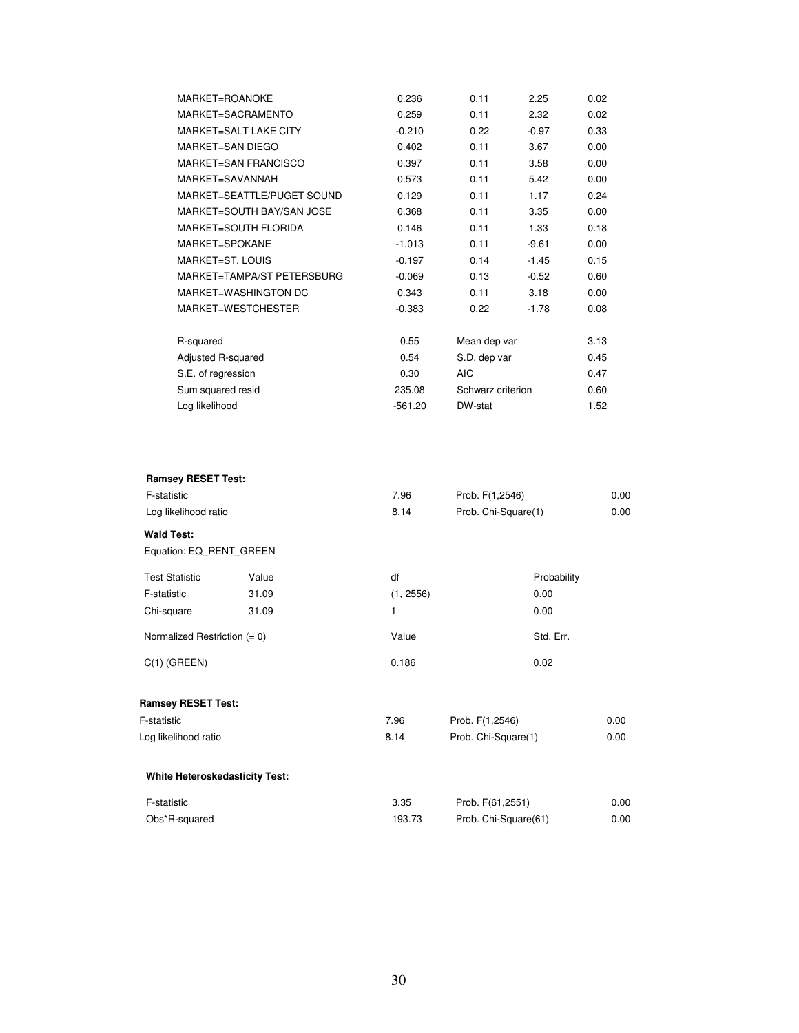| | | | | |
|---|---|---|---|---|
| MARKET=ROANOKE | 0.236 | 0.11 | 2.25 | 0.02 |
| MARKET=SACRAMENTO | 0.259 | 0.11 | 2.32 | 0.02 |
| MARKET=SALT LAKE CITY | -0.210 | 0.22 | -0.97 | 0.33 |
| MARKET=SAN DIEGO | 0.402 | 0.11 | 3.67 | 0.00 |
| MARKET=SAN FRANCISCO | 0.397 | 0.11 | 3.58 | 0.00 |
| MARKET=SAVANNAH | 0.573 | 0.11 | 5.42 | 0.00 |
| MARKET=SEATTLE/PUGET SOUND | 0.129 | 0.11 | 1.17 | 0.24 |
| MARKET=SOUTH BAY/SAN JOSE | 0.368 | 0.11 | 3.35 | 0.00 |
| MARKET=SOUTH FLORIDA | 0.146 | 0.11 | 1.33 | 0.18 |
| MARKET=SPOKANE | -1.013 | 0.11 | -9.61 | 0.00 |
| MARKET=ST. LOUIS | -0.197 | 0.14 | -1.45 | 0.15 |
| MARKET=TAMPA/ST PETERSBURG | -0.069 | 0.13 | -0.52 | 0.60 |
| MARKET=WASHINGTON DC | 0.343 | 0.11 | 3.18 | 0.00 |
| MARKET=WESTCHESTER | -0.383 | 0.22 | -1.78 | 0.08 |

| | | | |
|---|---|---|---|
| R-squared | 0.55 | Mean dep var | 3.13 |
| Adjusted R-squared | 0.54 | S.D. dep var | 0.45 |
| S.E. of regression | 0.30 | AIC | 0.47 |
| Sum squared resid | 235.08 | Schwarz criterion | 0.60 |
| Log likelihood | -561.20 | DW-stat | 1.52 |

**Ramsey RESET Test:**

| | | | |
|---|---|---|---|
| F-statistic | 7.96 | Prob. F(1,2546) | 0.00 |
| Log likelihood ratio | 8.14 | Prob. Chi-Square(1) | 0.00 |

**Wald Test:**

Equation: EQ_RENT_GREEN

| Test Statistic | Value | df | Probability |
|---|---|---|---|
| F-statistic | 31.09 | (1, 2556) | 0.00 |
| Chi-square | 31.09 | 1 | 0.00 |

| Normalized Restriction (= 0) | Value | Std. Err. |
|---|---|---|
| C(1) (GREEN) | 0.186 | 0.02 |

**Ramsey RESET Test:**

| | | | |
|---|---|---|---|
| F-statistic | 7.96 | Prob. F(1,2546) | 0.00 |
| Log likelihood ratio | 8.14 | Prob. Chi-Square(1) | 0.00 |

**White Heteroskedasticity Test:**

| | | | |
|---|---|---|---|
| F-statistic | 3.35 | Prob. F(61,2551) | 0.00 |
| Obs*R-squared | 193.73 | Prob. Chi-Square(61) | 0.00 |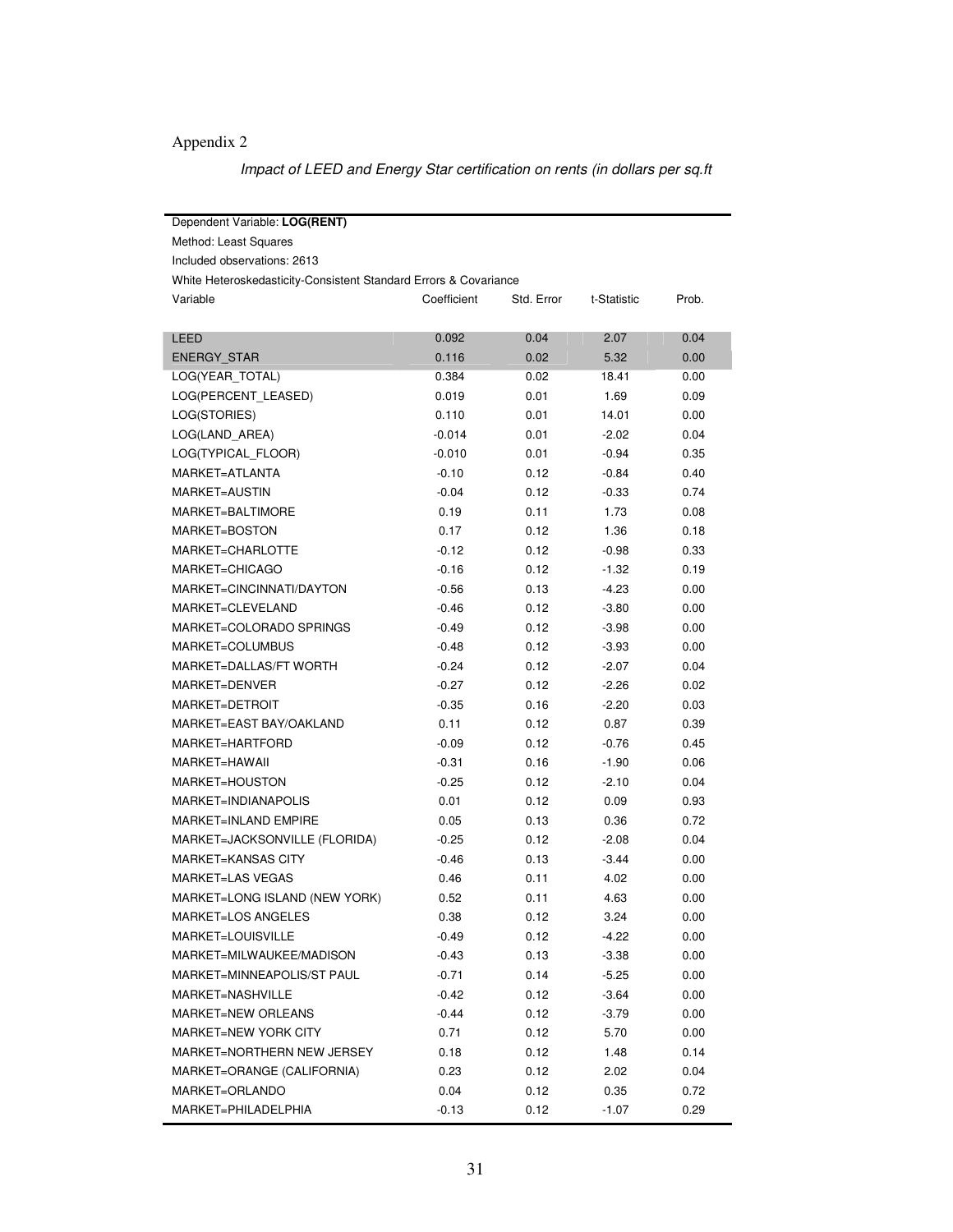Appendix 2

*Impact of LEED and Energy Star certification on rents (in dollars per sq.ft*

Dependent Variable: **LOG(RENT)**
Method: Least Squares
Included observations: 2613
White Heteroskedasticity-Consistent Standard Errors & Covariance

| Variable | Coefficient | Std. Error | t-Statistic | Prob. |
|---|---|---|---|---|
| LEED | 0.092 | 0.04 | 2.07 | 0.04 |
| ENERGY_STAR | 0.116 | 0.02 | 5.32 | 0.00 |
| LOG(YEAR_TOTAL) | 0.384 | 0.02 | 18.41 | 0.00 |
| LOG(PERCENT_LEASED) | 0.019 | 0.01 | 1.69 | 0.09 |
| LOG(STORIES) | 0.110 | 0.01 | 14.01 | 0.00 |
| LOG(LAND_AREA) | -0.014 | 0.01 | -2.02 | 0.04 |
| LOG(TYPICAL_FLOOR) | -0.010 | 0.01 | -0.94 | 0.35 |
| MARKET=ATLANTA | -0.10 | 0.12 | -0.84 | 0.40 |
| MARKET=AUSTIN | -0.04 | 0.12 | -0.33 | 0.74 |
| MARKET=BALTIMORE | 0.19 | 0.11 | 1.73 | 0.08 |
| MARKET=BOSTON | 0.17 | 0.12 | 1.36 | 0.18 |
| MARKET=CHARLOTTE | -0.12 | 0.12 | -0.98 | 0.33 |
| MARKET=CHICAGO | -0.16 | 0.12 | -1.32 | 0.19 |
| MARKET=CINCINNATI/DAYTON | -0.56 | 0.13 | -4.23 | 0.00 |
| MARKET=CLEVELAND | -0.46 | 0.12 | -3.80 | 0.00 |
| MARKET=COLORADO SPRINGS | -0.49 | 0.12 | -3.98 | 0.00 |
| MARKET=COLUMBUS | -0.48 | 0.12 | -3.93 | 0.00 |
| MARKET=DALLAS/FT WORTH | -0.24 | 0.12 | -2.07 | 0.04 |
| MARKET=DENVER | -0.27 | 0.12 | -2.26 | 0.02 |
| MARKET=DETROIT | -0.35 | 0.16 | -2.20 | 0.03 |
| MARKET=EAST BAY/OAKLAND | 0.11 | 0.12 | 0.87 | 0.39 |
| MARKET=HARTFORD | -0.09 | 0.12 | -0.76 | 0.45 |
| MARKET=HAWAII | -0.31 | 0.16 | -1.90 | 0.06 |
| MARKET=HOUSTON | -0.25 | 0.12 | -2.10 | 0.04 |
| MARKET=INDIANAPOLIS | 0.01 | 0.12 | 0.09 | 0.93 |
| MARKET=INLAND EMPIRE | 0.05 | 0.13 | 0.36 | 0.72 |
| MARKET=JACKSONVILLE (FLORIDA) | -0.25 | 0.12 | -2.08 | 0.04 |
| MARKET=KANSAS CITY | -0.46 | 0.13 | -3.44 | 0.00 |
| MARKET=LAS VEGAS | 0.46 | 0.11 | 4.02 | 0.00 |
| MARKET=LONG ISLAND (NEW YORK) | 0.52 | 0.11 | 4.63 | 0.00 |
| MARKET=LOS ANGELES | 0.38 | 0.12 | 3.24 | 0.00 |
| MARKET=LOUISVILLE | -0.49 | 0.12 | -4.22 | 0.00 |
| MARKET=MILWAUKEE/MADISON | -0.43 | 0.13 | -3.38 | 0.00 |
| MARKET=MINNEAPOLIS/ST PAUL | -0.71 | 0.14 | -5.25 | 0.00 |
| MARKET=NASHVILLE | -0.42 | 0.12 | -3.64 | 0.00 |
| MARKET=NEW ORLEANS | -0.44 | 0.12 | -3.79 | 0.00 |
| MARKET=NEW YORK CITY | 0.71 | 0.12 | 5.70 | 0.00 |
| MARKET=NORTHERN NEW JERSEY | 0.18 | 0.12 | 1.48 | 0.14 |
| MARKET=ORANGE (CALIFORNIA) | 0.23 | 0.12 | 2.02 | 0.04 |
| MARKET=ORLANDO | 0.04 | 0.12 | 0.35 | 0.72 |
| MARKET=PHILADELPHIA | -0.13 | 0.12 | -1.07 | 0.29 |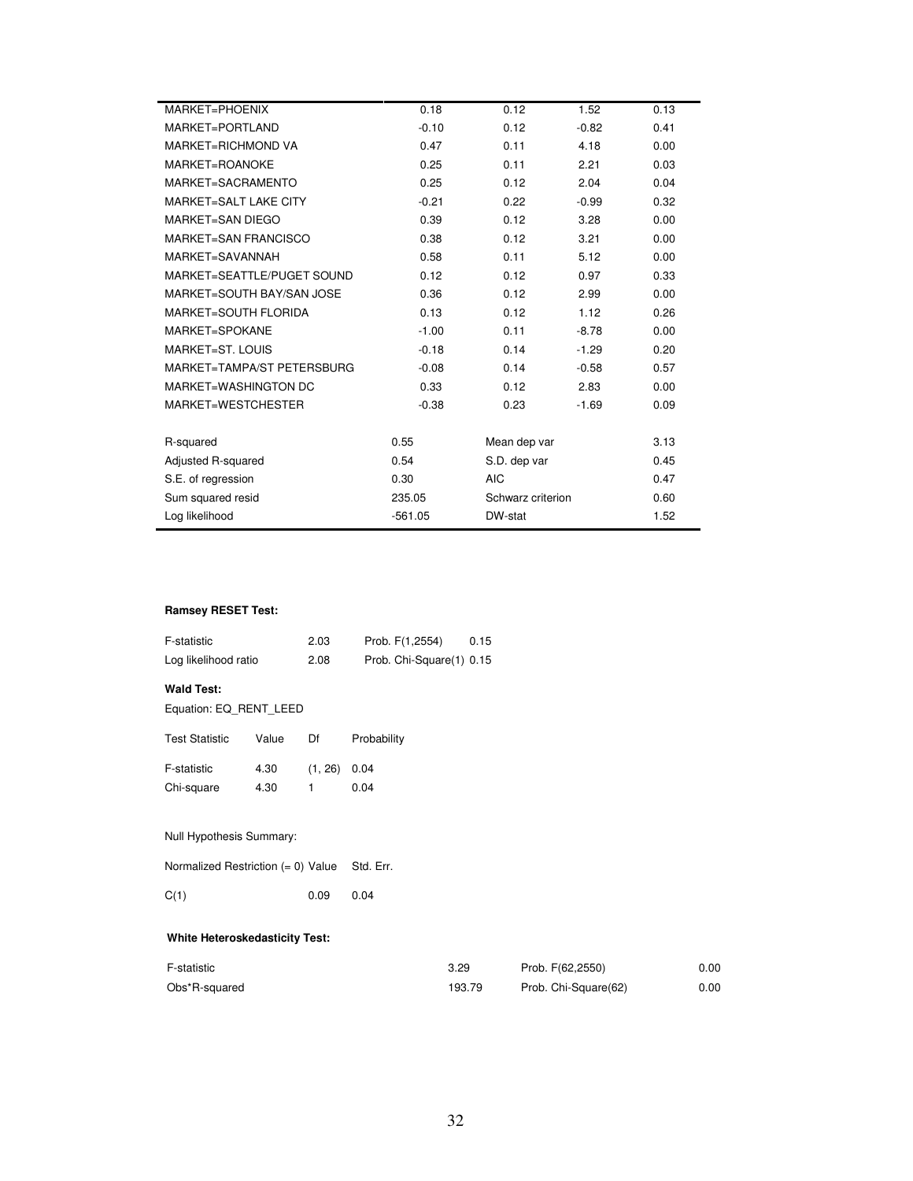| | | | | |
|---|---|---|---|---|
| MARKET=PHOENIX | 0.18 | 0.12 | 1.52 | 0.13 |
| MARKET=PORTLAND | -0.10 | 0.12 | -0.82 | 0.41 |
| MARKET=RICHMOND VA | 0.47 | 0.11 | 4.18 | 0.00 |
| MARKET=ROANOKE | 0.25 | 0.11 | 2.21 | 0.03 |
| MARKET=SACRAMENTO | 0.25 | 0.12 | 2.04 | 0.04 |
| MARKET=SALT LAKE CITY | -0.21 | 0.22 | -0.99 | 0.32 |
| MARKET=SAN DIEGO | 0.39 | 0.12 | 3.28 | 0.00 |
| MARKET=SAN FRANCISCO | 0.38 | 0.12 | 3.21 | 0.00 |
| MARKET=SAVANNAH | 0.58 | 0.11 | 5.12 | 0.00 |
| MARKET=SEATTLE/PUGET SOUND | 0.12 | 0.12 | 0.97 | 0.33 |
| MARKET=SOUTH BAY/SAN JOSE | 0.36 | 0.12 | 2.99 | 0.00 |
| MARKET=SOUTH FLORIDA | 0.13 | 0.12 | 1.12 | 0.26 |
| MARKET=SPOKANE | -1.00 | 0.11 | -8.78 | 0.00 |
| MARKET=ST. LOUIS | -0.18 | 0.14 | -1.29 | 0.20 |
| MARKET=TAMPA/ST PETERSBURG | -0.08 | 0.14 | -0.58 | 0.57 |
| MARKET=WASHINGTON DC | 0.33 | 0.12 | 2.83 | 0.00 |
| MARKET=WESTCHESTER | -0.38 | 0.23 | -1.69 | 0.09 |

| | | | |
|---|---|---|---|
| R-squared | 0.55 | Mean dep var | 3.13 |
| Adjusted R-squared | 0.54 | S.D. dep var | 0.45 |
| S.E. of regression | 0.30 | AIC | 0.47 |
| Sum squared resid | 235.05 | Schwarz criterion | 0.60 |
| Log likelihood | -561.05 | DW-stat | 1.52 |

**Ramsey RESET Test:**

| | | | |
|---|---|---|---|
| F-statistic | 2.03 | Prob. F(1,2554) | 0.15 |
| Log likelihood ratio | 2.08 | Prob. Chi-Square(1) | 0.15 |

**Wald Test:**

Equation: EQ_RENT_LEED

| Test Statistic | Value | Df | Probability |
|---|---|---|---|
| F-statistic | 4.30 | (1, 26) | 0.04 |
| Chi-square | 4.30 | 1 | 0.04 |

Null Hypothesis Summary:

| Normalized Restriction (= 0) | Value | Std. Err. |
|---|---|---|
| C(1) | 0.09 | 0.04 |

**White Heteroskedasticity Test:**

| | | | |
|---|---|---|---|
| F-statistic | 3.29 | Prob. F(62,2550) | 0.00 |
| Obs*R-squared | 193.79 | Prob. Chi-Square(62) | 0.00 |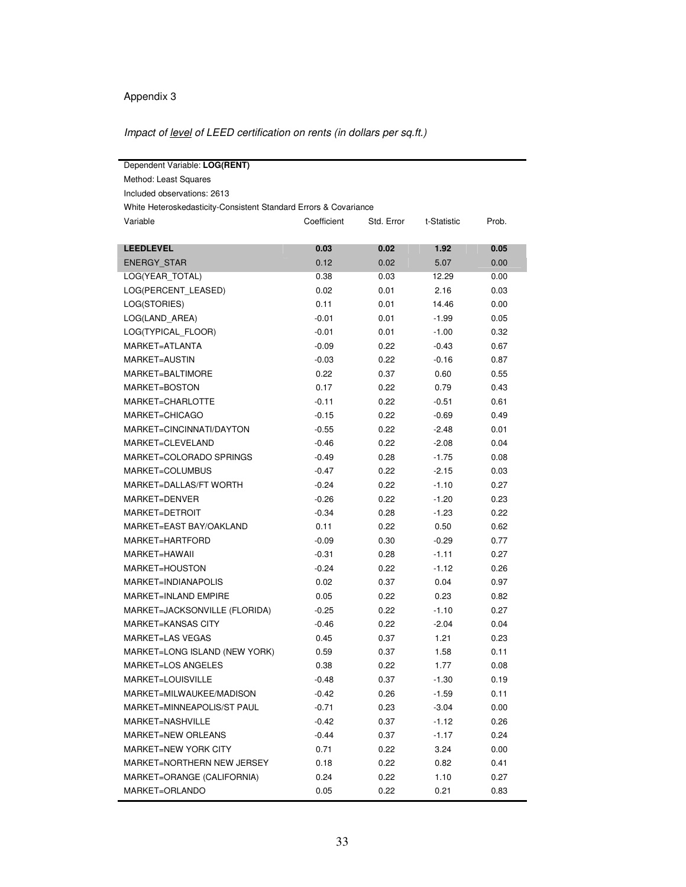Appendix 3

*Impact of <u>level</u> of LEED certification on rents (in dollars per sq.ft.)*

Dependent Variable: **LOG(RENT)**
Method: Least Squares
Included observations: 2613
White Heteroskedasticity-Consistent Standard Errors & Covariance

| Variable | Coefficient | Std. Error | t-Statistic | Prob. |
|---|---|---|---|---|
| **LEEDLEVEL** | **0.03** | **0.02** | **1.92** | **0.05** |
| ENERGY_STAR | 0.12 | 0.02 | 5.07 | 0.00 |
| LOG(YEAR_TOTAL) | 0.38 | 0.03 | 12.29 | 0.00 |
| LOG(PERCENT_LEASED) | 0.02 | 0.01 | 2.16 | 0.03 |
| LOG(STORIES) | 0.11 | 0.01 | 14.46 | 0.00 |
| LOG(LAND_AREA) | -0.01 | 0.01 | -1.99 | 0.05 |
| LOG(TYPICAL_FLOOR) | -0.01 | 0.01 | -1.00 | 0.32 |
| MARKET=ATLANTA | -0.09 | 0.22 | -0.43 | 0.67 |
| MARKET=AUSTIN | -0.03 | 0.22 | -0.16 | 0.87 |
| MARKET=BALTIMORE | 0.22 | 0.37 | 0.60 | 0.55 |
| MARKET=BOSTON | 0.17 | 0.22 | 0.79 | 0.43 |
| MARKET=CHARLOTTE | -0.11 | 0.22 | -0.51 | 0.61 |
| MARKET=CHICAGO | -0.15 | 0.22 | -0.69 | 0.49 |
| MARKET=CINCINNATI/DAYTON | -0.55 | 0.22 | -2.48 | 0.01 |
| MARKET=CLEVELAND | -0.46 | 0.22 | -2.08 | 0.04 |
| MARKET=COLORADO SPRINGS | -0.49 | 0.28 | -1.75 | 0.08 |
| MARKET=COLUMBUS | -0.47 | 0.22 | -2.15 | 0.03 |
| MARKET=DALLAS/FT WORTH | -0.24 | 0.22 | -1.10 | 0.27 |
| MARKET=DENVER | -0.26 | 0.22 | -1.20 | 0.23 |
| MARKET=DETROIT | -0.34 | 0.28 | -1.23 | 0.22 |
| MARKET=EAST BAY/OAKLAND | 0.11 | 0.22 | 0.50 | 0.62 |
| MARKET=HARTFORD | -0.09 | 0.30 | -0.29 | 0.77 |
| MARKET=HAWAII | -0.31 | 0.28 | -1.11 | 0.27 |
| MARKET=HOUSTON | -0.24 | 0.22 | -1.12 | 0.26 |
| MARKET=INDIANAPOLIS | 0.02 | 0.37 | 0.04 | 0.97 |
| MARKET=INLAND EMPIRE | 0.05 | 0.22 | 0.23 | 0.82 |
| MARKET=JACKSONVILLE (FLORIDA) | -0.25 | 0.22 | -1.10 | 0.27 |
| MARKET=KANSAS CITY | -0.46 | 0.22 | -2.04 | 0.04 |
| MARKET=LAS VEGAS | 0.45 | 0.37 | 1.21 | 0.23 |
| MARKET=LONG ISLAND (NEW YORK) | 0.59 | 0.37 | 1.58 | 0.11 |
| MARKET=LOS ANGELES | 0.38 | 0.22 | 1.77 | 0.08 |
| MARKET=LOUISVILLE | -0.48 | 0.37 | -1.30 | 0.19 |
| MARKET=MILWAUKEE/MADISON | -0.42 | 0.26 | -1.59 | 0.11 |
| MARKET=MINNEAPOLIS/ST PAUL | -0.71 | 0.23 | -3.04 | 0.00 |
| MARKET=NASHVILLE | -0.42 | 0.37 | -1.12 | 0.26 |
| MARKET=NEW ORLEANS | -0.44 | 0.37 | -1.17 | 0.24 |
| MARKET=NEW YORK CITY | 0.71 | 0.22 | 3.24 | 0.00 |
| MARKET=NORTHERN NEW JERSEY | 0.18 | 0.22 | 0.82 | 0.41 |
| MARKET=ORANGE (CALIFORNIA) | 0.24 | 0.22 | 1.10 | 0.27 |
| MARKET=ORLANDO | 0.05 | 0.22 | 0.21 | 0.83 |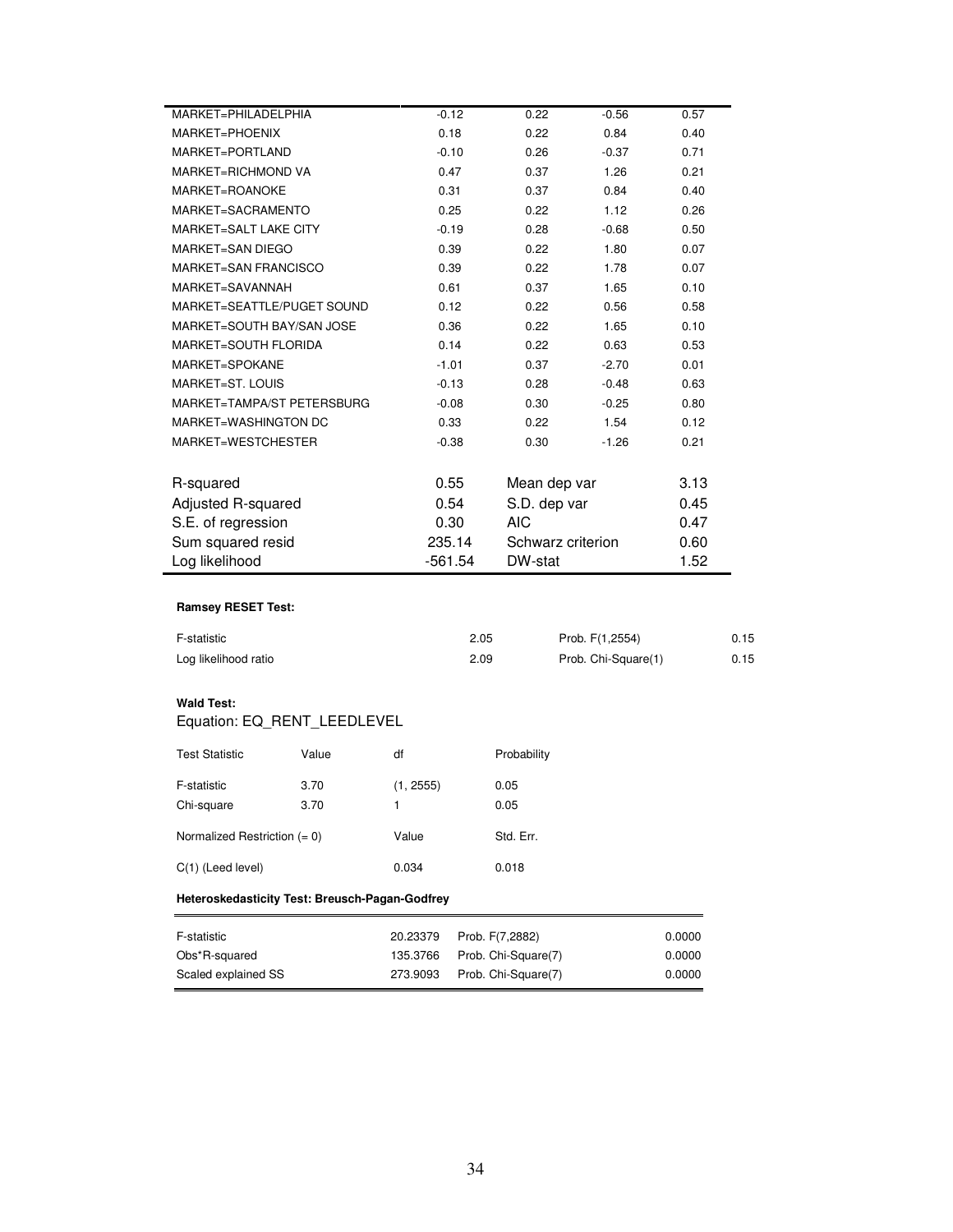| | | | | |
|---|---|---|---|---|
| MARKET=PHILADELPHIA | -0.12 | 0.22 | -0.56 | 0.57 |
| MARKET=PHOENIX | 0.18 | 0.22 | 0.84 | 0.40 |
| MARKET=PORTLAND | -0.10 | 0.26 | -0.37 | 0.71 |
| MARKET=RICHMOND VA | 0.47 | 0.37 | 1.26 | 0.21 |
| MARKET=ROANOKE | 0.31 | 0.37 | 0.84 | 0.40 |
| MARKET=SACRAMENTO | 0.25 | 0.22 | 1.12 | 0.26 |
| MARKET=SALT LAKE CITY | -0.19 | 0.28 | -0.68 | 0.50 |
| MARKET=SAN DIEGO | 0.39 | 0.22 | 1.80 | 0.07 |
| MARKET=SAN FRANCISCO | 0.39 | 0.22 | 1.78 | 0.07 |
| MARKET=SAVANNAH | 0.61 | 0.37 | 1.65 | 0.10 |
| MARKET=SEATTLE/PUGET SOUND | 0.12 | 0.22 | 0.56 | 0.58 |
| MARKET=SOUTH BAY/SAN JOSE | 0.36 | 0.22 | 1.65 | 0.10 |
| MARKET=SOUTH FLORIDA | 0.14 | 0.22 | 0.63 | 0.53 |
| MARKET=SPOKANE | -1.01 | 0.37 | -2.70 | 0.01 |
| MARKET=ST. LOUIS | -0.13 | 0.28 | -0.48 | 0.63 |
| MARKET=TAMPA/ST PETERSBURG | -0.08 | 0.30 | -0.25 | 0.80 |
| MARKET=WASHINGTON DC | 0.33 | 0.22 | 1.54 | 0.12 |
| MARKET=WESTCHESTER | -0.38 | 0.30 | -1.26 | 0.21 |
| | | | | |
| R-squared | 0.55 | Mean dep var | | 3.13 |
| Adjusted R-squared | 0.54 | S.D. dep var | | 0.45 |
| S.E. of regression | 0.30 | AIC | | 0.47 |
| Sum squared resid | 235.14 | Schwarz criterion | | 0.60 |
| Log likelihood | -561.54 | DW-stat | | 1.52 |

**Ramsey RESET Test:**

| | | | |
|---|---|---|---|
| F-statistic | 2.05 | Prob. F(1,2554) | 0.15 |
| Log likelihood ratio | 2.09 | Prob. Chi-Square(1) | 0.15 |

**Wald Test:**

Equation: EQ_RENT_LEEDLEVEL

| Test Statistic | Value | df | Probability |
|---|---|---|---|
| F-statistic | 3.70 | (1, 2555) | 0.05 |
| Chi-square | 3.70 | 1 | 0.05 |

| Normalized Restriction (= 0) | Value | Std. Err. |
|---|---|---|
| C(1) (Leed level) | 0.034 | 0.018 |

**Heteroskedasticity Test: Breusch-Pagan-Godfrey**

| | | | |
|---|---|---|---|
| F-statistic | 20.23379 | Prob. F(7,2882) | 0.0000 |
| Obs*R-squared | 135.3766 | Prob. Chi-Square(7) | 0.0000 |
| Scaled explained SS | 273.9093 | Prob. Chi-Square(7) | 0.0000 |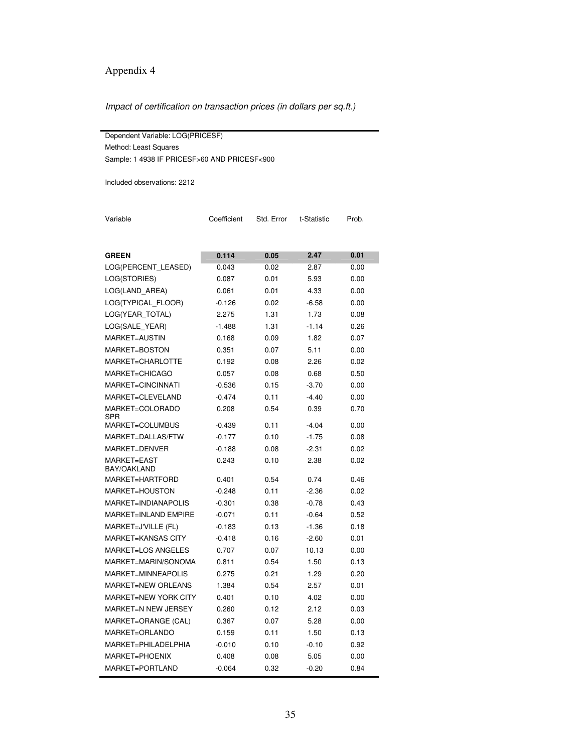# Appendix 4

*Impact of certification on transaction prices (in dollars per sq.ft.)*

Dependent Variable: LOG(PRICESF)
Method: Least Squares
Sample: 1 4938 IF PRICESF>60 AND PRICESF<900

Included observations: 2212

| Variable | Coefficient | Std. Error | t-Statistic | Prob. |
|---|---|---|---|---|
| **GREEN** | **0.114** | **0.05** | **2.47** | **0.01** |
| LOG(PERCENT_LEASED) | 0.043 | 0.02 | 2.87 | 0.00 |
| LOG(STORIES) | 0.087 | 0.01 | 5.93 | 0.00 |
| LOG(LAND_AREA) | 0.061 | 0.01 | 4.33 | 0.00 |
| LOG(TYPICAL_FLOOR) | -0.126 | 0.02 | -6.58 | 0.00 |
| LOG(YEAR_TOTAL) | 2.275 | 1.31 | 1.73 | 0.08 |
| LOG(SALE_YEAR) | -1.488 | 1.31 | -1.14 | 0.26 |
| MARKET=AUSTIN | 0.168 | 0.09 | 1.82 | 0.07 |
| MARKET=BOSTON | 0.351 | 0.07 | 5.11 | 0.00 |
| MARKET=CHARLOTTE | 0.192 | 0.08 | 2.26 | 0.02 |
| MARKET=CHICAGO | 0.057 | 0.08 | 0.68 | 0.50 |
| MARKET=CINCINNATI | -0.536 | 0.15 | -3.70 | 0.00 |
| MARKET=CLEVELAND | -0.474 | 0.11 | -4.40 | 0.00 |
| MARKET=COLORADO SPR | 0.208 | 0.54 | 0.39 | 0.70 |
| MARKET=COLUMBUS | -0.439 | 0.11 | -4.04 | 0.00 |
| MARKET=DALLAS/FTW | -0.177 | 0.10 | -1.75 | 0.08 |
| MARKET=DENVER | -0.188 | 0.08 | -2.31 | 0.02 |
| MARKET=EAST BAY/OAKLAND | 0.243 | 0.10 | 2.38 | 0.02 |
| MARKET=HARTFORD | 0.401 | 0.54 | 0.74 | 0.46 |
| MARKET=HOUSTON | -0.248 | 0.11 | -2.36 | 0.02 |
| MARKET=INDIANAPOLIS | -0.301 | 0.38 | -0.78 | 0.43 |
| MARKET=INLAND EMPIRE | -0.071 | 0.11 | -0.64 | 0.52 |
| MARKET=J'VILLE (FL) | -0.183 | 0.13 | -1.36 | 0.18 |
| MARKET=KANSAS CITY | -0.418 | 0.16 | -2.60 | 0.01 |
| MARKET=LOS ANGELES | 0.707 | 0.07 | 10.13 | 0.00 |
| MARKET=MARIN/SONOMA | 0.811 | 0.54 | 1.50 | 0.13 |
| MARKET=MINNEAPOLIS | 0.275 | 0.21 | 1.29 | 0.20 |
| MARKET=NEW ORLEANS | 1.384 | 0.54 | 2.57 | 0.01 |
| MARKET=NEW YORK CITY | 0.401 | 0.10 | 4.02 | 0.00 |
| MARKET=N NEW JERSEY | 0.260 | 0.12 | 2.12 | 0.03 |
| MARKET=ORANGE (CAL) | 0.367 | 0.07 | 5.28 | 0.00 |
| MARKET=ORLANDO | 0.159 | 0.11 | 1.50 | 0.13 |
| MARKET=PHILADELPHIA | -0.010 | 0.10 | -0.10 | 0.92 |
| MARKET=PHOENIX | 0.408 | 0.08 | 5.05 | 0.00 |
| MARKET=PORTLAND | -0.064 | 0.32 | -0.20 | 0.84 |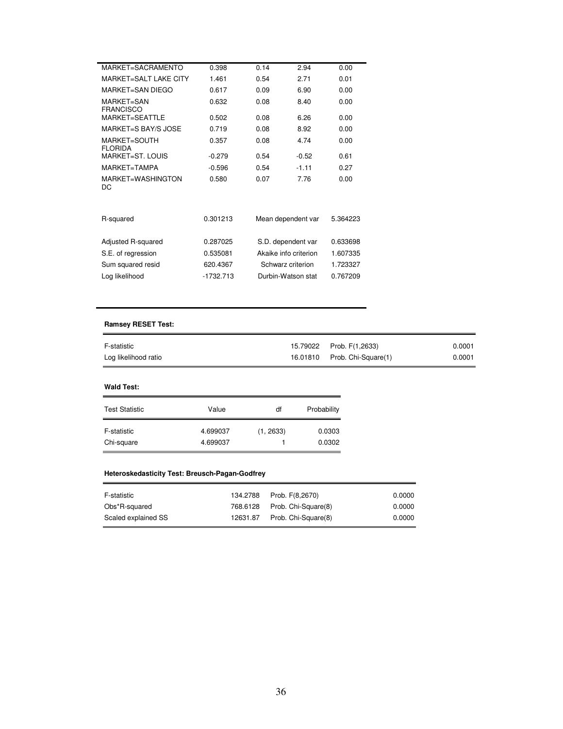| | | | | |
|---|---|---|---|---|
| MARKET=SACRAMENTO | 0.398 | 0.14 | 2.94 | 0.00 |
| MARKET=SALT LAKE CITY | 1.461 | 0.54 | 2.71 | 0.01 |
| MARKET=SAN DIEGO | 0.617 | 0.09 | 6.90 | 0.00 |
| MARKET=SAN FRANCISCO | 0.632 | 0.08 | 8.40 | 0.00 |
| MARKET=SEATTLE | 0.502 | 0.08 | 6.26 | 0.00 |
| MARKET=S BAY/S JOSE | 0.719 | 0.08 | 8.92 | 0.00 |
| MARKET=SOUTH FLORIDA | 0.357 | 0.08 | 4.74 | 0.00 |
| MARKET=ST. LOUIS | -0.279 | 0.54 | -0.52 | 0.61 |
| MARKET=TAMPA | -0.596 | 0.54 | -1.11 | 0.27 |
| MARKET=WASHINGTON DC | 0.580 | 0.07 | 7.76 | 0.00 |

| | | | |
|---|---|---|---|
| R-squared | 0.301213 | Mean dependent var | 5.364223 |
| Adjusted R-squared | 0.287025 | S.D. dependent var | 0.633698 |
| S.E. of regression | 0.535081 | Akaike info criterion | 1.607335 |
| Sum squared resid | 620.4367 | Schwarz criterion | 1.723327 |
| Log likelihood | -1732.713 | Durbin-Watson stat | 0.767209 |

**Ramsey RESET Test:**

| | | | |
|---|---|---|---|
| F-statistic | 15.79022 | Prob. F(1,2633) | 0.0001 |
| Log likelihood ratio | 16.01810 | Prob. Chi-Square(1) | 0.0001 |

**Wald Test:**

| Test Statistic | Value | df | Probability |
|---|---|---|---|
| F-statistic | 4.699037 | (1, 2633) | 0.0303 |
| Chi-square | 4.699037 | 1 | 0.0302 |

**Heteroskedasticity Test: Breusch-Pagan-Godfrey**

| | | | |
|---|---|---|---|
| F-statistic | 134.2788 | Prob. F(8,2670) | 0.0000 |
| Obs*R-squared | 768.6128 | Prob. Chi-Square(8) | 0.0000 |
| Scaled explained SS | 12631.87 | Prob. Chi-Square(8) | 0.0000 |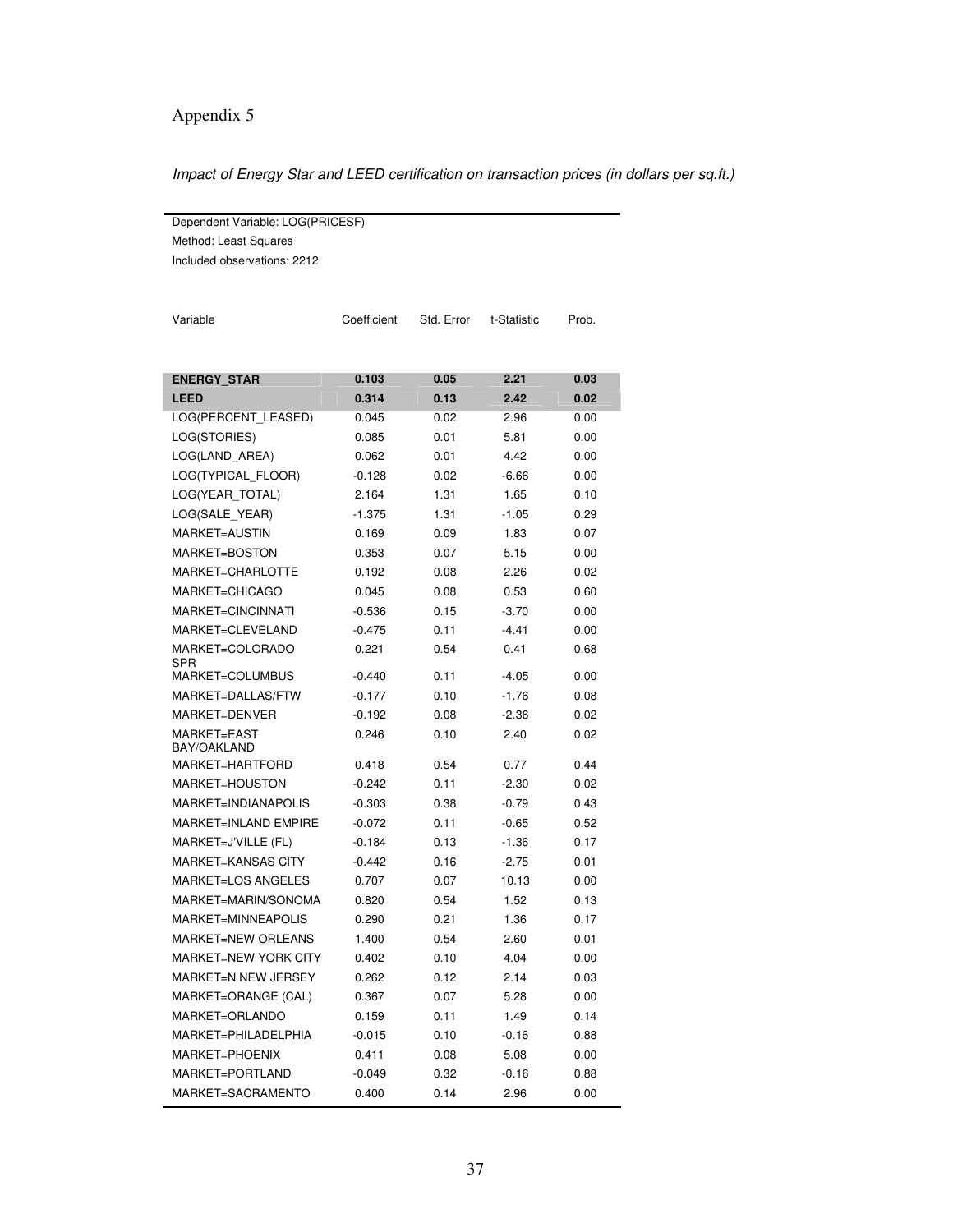Appendix 5

*Impact of Energy Star and LEED certification on transaction prices (in dollars per sq.ft.)*

Dependent Variable: LOG(PRICESF)
Method: Least Squares
Included observations: 2212

| Variable | Coefficient | Std. Error | t-Statistic | Prob. |
|---|---|---|---|---|
| **ENERGY_STAR** | **0.103** | **0.05** | **2.21** | **0.03** |
| **LEED** | **0.314** | **0.13** | **2.42** | **0.02** |
| LOG(PERCENT_LEASED) | 0.045 | 0.02 | 2.96 | 0.00 |
| LOG(STORIES) | 0.085 | 0.01 | 5.81 | 0.00 |
| LOG(LAND_AREA) | 0.062 | 0.01 | 4.42 | 0.00 |
| LOG(TYPICAL_FLOOR) | -0.128 | 0.02 | -6.66 | 0.00 |
| LOG(YEAR_TOTAL) | 2.164 | 1.31 | 1.65 | 0.10 |
| LOG(SALE_YEAR) | -1.375 | 1.31 | -1.05 | 0.29 |
| MARKET=AUSTIN | 0.169 | 0.09 | 1.83 | 0.07 |
| MARKET=BOSTON | 0.353 | 0.07 | 5.15 | 0.00 |
| MARKET=CHARLOTTE | 0.192 | 0.08 | 2.26 | 0.02 |
| MARKET=CHICAGO | 0.045 | 0.08 | 0.53 | 0.60 |
| MARKET=CINCINNATI | -0.536 | 0.15 | -3.70 | 0.00 |
| MARKET=CLEVELAND | -0.475 | 0.11 | -4.41 | 0.00 |
| MARKET=COLORADO SPR | 0.221 | 0.54 | 0.41 | 0.68 |
| MARKET=COLUMBUS | -0.440 | 0.11 | -4.05 | 0.00 |
| MARKET=DALLAS/FTW | -0.177 | 0.10 | -1.76 | 0.08 |
| MARKET=DENVER | -0.192 | 0.08 | -2.36 | 0.02 |
| MARKET=EAST BAY/OAKLAND | 0.246 | 0.10 | 2.40 | 0.02 |
| MARKET=HARTFORD | 0.418 | 0.54 | 0.77 | 0.44 |
| MARKET=HOUSTON | -0.242 | 0.11 | -2.30 | 0.02 |
| MARKET=INDIANAPOLIS | -0.303 | 0.38 | -0.79 | 0.43 |
| MARKET=INLAND EMPIRE | -0.072 | 0.11 | -0.65 | 0.52 |
| MARKET=J'VILLE (FL) | -0.184 | 0.13 | -1.36 | 0.17 |
| MARKET=KANSAS CITY | -0.442 | 0.16 | -2.75 | 0.01 |
| MARKET=LOS ANGELES | 0.707 | 0.07 | 10.13 | 0.00 |
| MARKET=MARIN/SONOMA | 0.820 | 0.54 | 1.52 | 0.13 |
| MARKET=MINNEAPOLIS | 0.290 | 0.21 | 1.36 | 0.17 |
| MARKET=NEW ORLEANS | 1.400 | 0.54 | 2.60 | 0.01 |
| MARKET=NEW YORK CITY | 0.402 | 0.10 | 4.04 | 0.00 |
| MARKET=N NEW JERSEY | 0.262 | 0.12 | 2.14 | 0.03 |
| MARKET=ORANGE (CAL) | 0.367 | 0.07 | 5.28 | 0.00 |
| MARKET=ORLANDO | 0.159 | 0.11 | 1.49 | 0.14 |
| MARKET=PHILADELPHIA | -0.015 | 0.10 | -0.16 | 0.88 |
| MARKET=PHOENIX | 0.411 | 0.08 | 5.08 | 0.00 |
| MARKET=PORTLAND | -0.049 | 0.32 | -0.16 | 0.88 |
| MARKET=SACRAMENTO | 0.400 | 0.14 | 2.96 | 0.00 |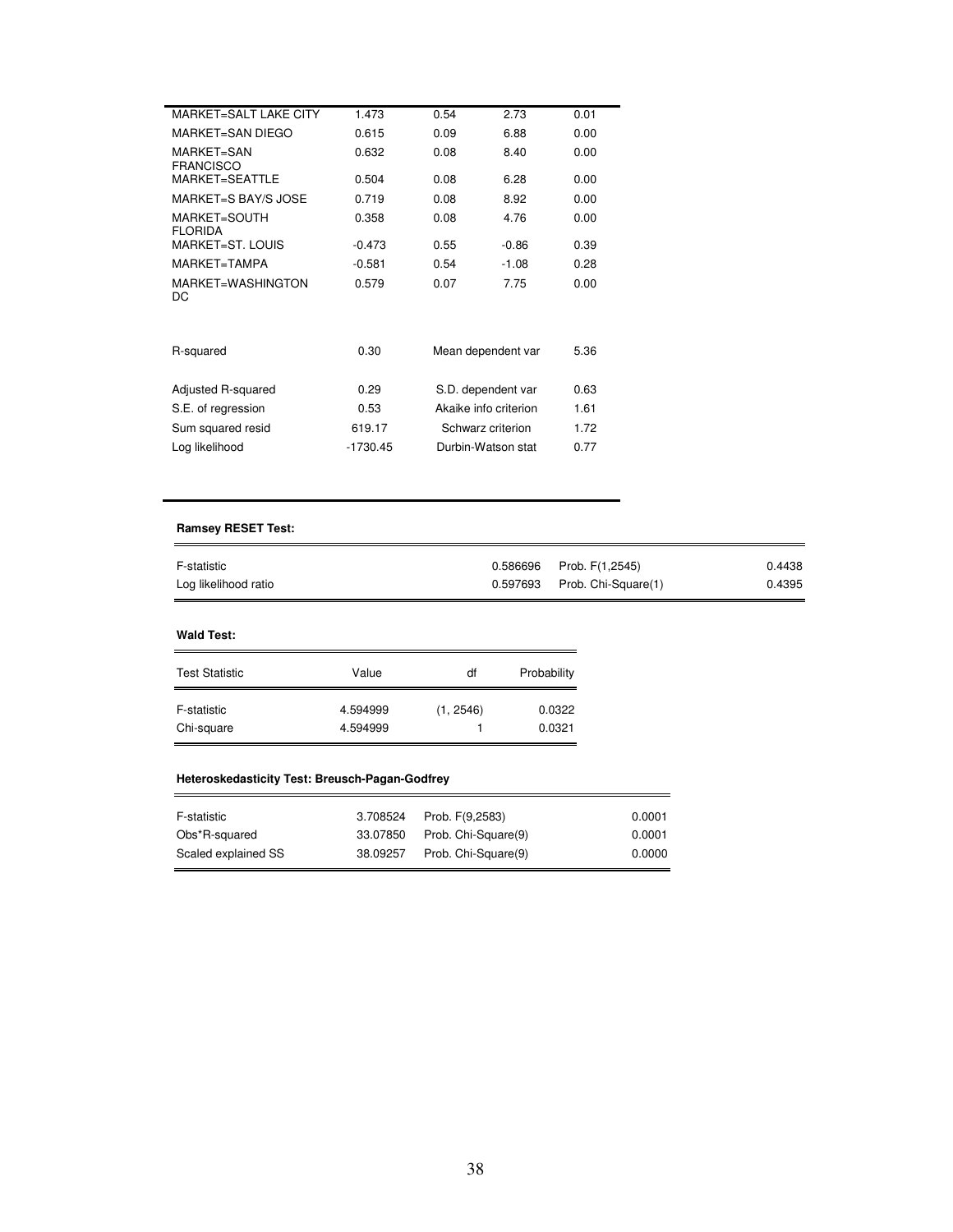| | | | | |
|---|---|---|---|---|
| MARKET=SALT LAKE CITY | 1.473 | 0.54 | 2.73 | 0.01 |
| MARKET=SAN DIEGO | 0.615 | 0.09 | 6.88 | 0.00 |
| MARKET=SAN FRANCISCO | 0.632 | 0.08 | 8.40 | 0.00 |
| MARKET=SEATTLE | 0.504 | 0.08 | 6.28 | 0.00 |
| MARKET=S BAY/S JOSE | 0.719 | 0.08 | 8.92 | 0.00 |
| MARKET=SOUTH FLORIDA | 0.358 | 0.08 | 4.76 | 0.00 |
| MARKET=ST. LOUIS | -0.473 | 0.55 | -0.86 | 0.39 |
| MARKET=TAMPA | -0.581 | 0.54 | -1.08 | 0.28 |
| MARKET=WASHINGTON DC | 0.579 | 0.07 | 7.75 | 0.00 |
| | | | | |
| R-squared | 0.30 | Mean dependent var | | 5.36 |
| Adjusted R-squared | 0.29 | S.D. dependent var | | 0.63 |
| S.E. of regression | 0.53 | Akaike info criterion | | 1.61 |
| Sum squared resid | 619.17 | Schwarz criterion | | 1.72 |
| Log likelihood | -1730.45 | Durbin-Watson stat | | 0.77 |

**Ramsey RESET Test:**

| | | | |
|---|---|---|---|
| F-statistic | 0.586696 | Prob. F(1,2545) | 0.4438 |
| Log likelihood ratio | 0.597693 | Prob. Chi-Square(1) | 0.4395 |

**Wald Test:**

| Test Statistic | Value | df | Probability |
|---|---|---|---|
| F-statistic | 4.594999 | (1, 2546) | 0.0322 |
| Chi-square | 4.594999 | 1 | 0.0321 |

**Heteroskedasticity Test: Breusch-Pagan-Godfrey**

| | | | |
|---|---|---|---|
| F-statistic | 3.708524 | Prob. F(9,2583) | 0.0001 |
| Obs*R-squared | 33.07850 | Prob. Chi-Square(9) | 0.0001 |
| Scaled explained SS | 38.09257 | Prob. Chi-Square(9) | 0.0000 |